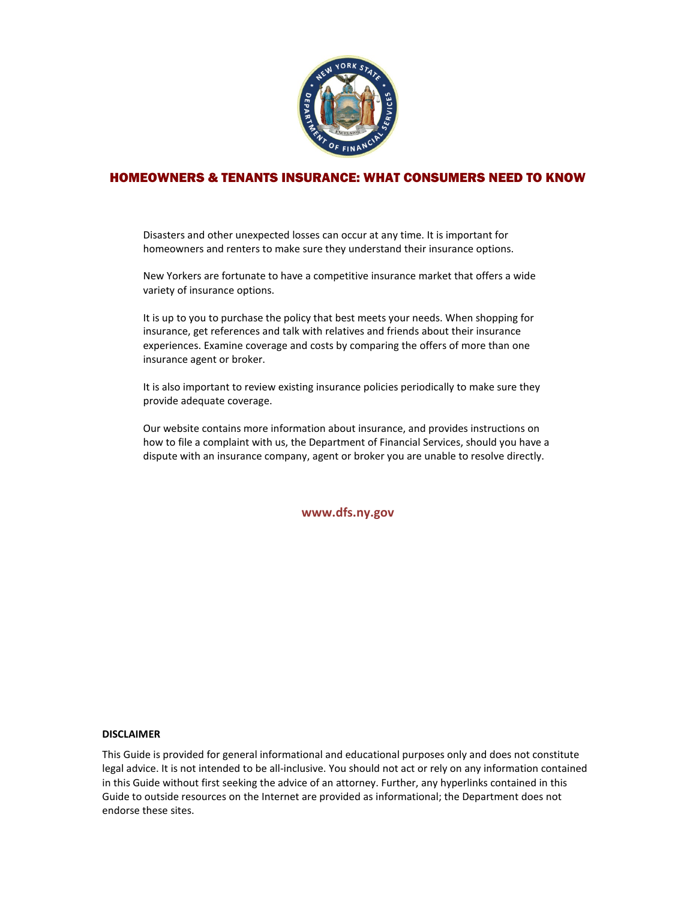# HOMEOWNERS & TENANTS INSURANCE: WHAT CONSUMERS NEED TO KNOW

Disasters and other unexpected losses can occur at any time. It is important for homeowners and renters to make sure they understand their insurance options.

New Yorkers are fortunate to have a competitive insurance market that offers a wide variety of insurance options.

It is up to you to purchase the policy that best meets your needs. When shopping for insurance, get references and talk with relatives and friends about their insurance experiences. Examine coverage and costs by comparing the offers of more than one insurance agent or broker.

It is also important to review existing insurance policies periodically to make sure they provide adequate coverage.

Our website contains more information about insurance, and provides instructions on how to file a complaint with us, the Department of Financial Services, should you have a dispute with an insurance company, agent or broker you are unable to resolve directly.

**www.dfs.ny.gov**

**DISCLAIMER**

This Guide is provided for general informational and educational purposes only and does not constitute legal advice. It is not intended to be all-inclusive. You should not act or rely on any information contained in this Guide without first seeking the advice of an attorney. Further, any hyperlinks contained in this Guide to outside resources on the Internet are provided as informational; the Department does not endorse these sites.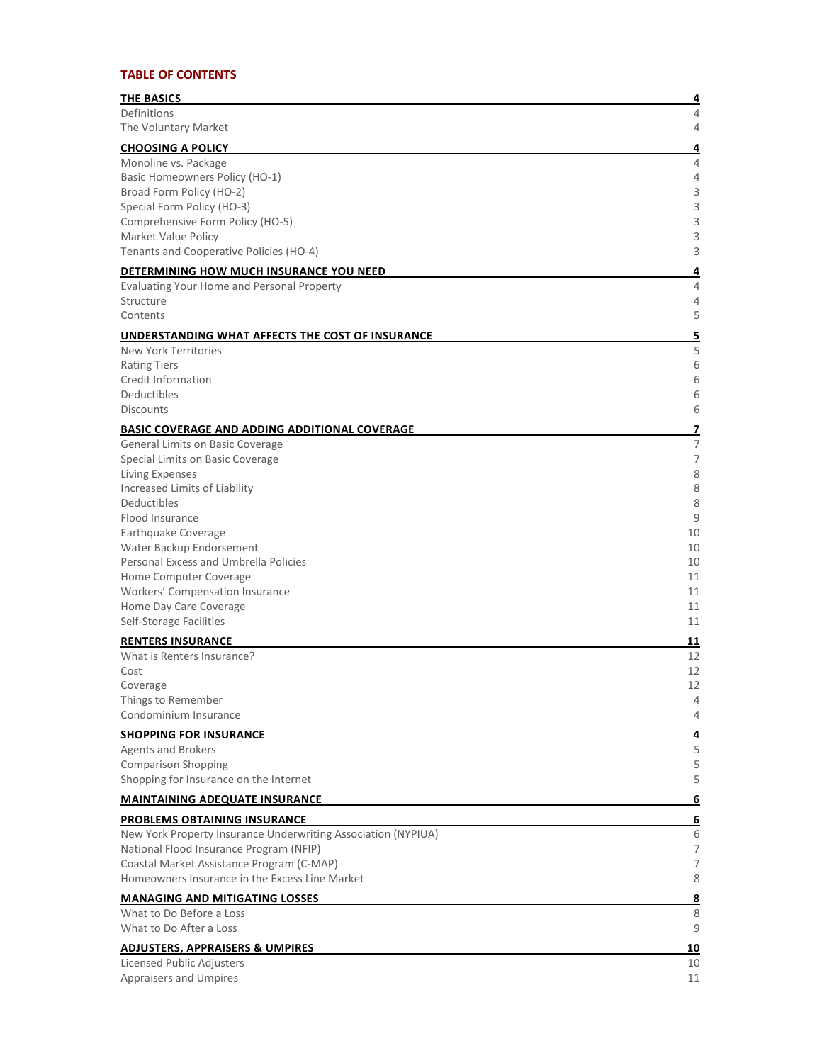## TABLE OF CONTENTS

| | |
|---|---|
| **THE BASICS** | **4** |
| Definitions | 4 |
| The Voluntary Market | 4 |
| **CHOOSING A POLICY** | **4** |
| Monoline vs. Package | 4 |
| Basic Homeowners Policy (HO-1) | 4 |
| Broad Form Policy (HO-2) | 3 |
| Special Form Policy (HO-3) | 3 |
| Comprehensive Form Policy (HO-5) | 3 |
| Market Value Policy | 3 |
| Tenants and Cooperative Policies (HO-4) | 3 |
| **DETERMINING HOW MUCH INSURANCE YOU NEED** | **4** |
| Evaluating Your Home and Personal Property | 4 |
| Structure | 4 |
| Contents | 5 |
| **UNDERSTANDING WHAT AFFECTS THE COST OF INSURANCE** | **5** |
| New York Territories | 5 |
| Rating Tiers | 6 |
| Credit Information | 6 |
| Deductibles | 6 |
| Discounts | 6 |
| **BASIC COVERAGE AND ADDING ADDITIONAL COVERAGE** | **7** |
| General Limits on Basic Coverage | 7 |
| Special Limits on Basic Coverage | 7 |
| Living Expenses | 8 |
| Increased Limits of Liability | 8 |
| Deductibles | 8 |
| Flood Insurance | 9 |
| Earthquake Coverage | 10 |
| Water Backup Endorsement | 10 |
| Personal Excess and Umbrella Policies | 10 |
| Home Computer Coverage | 11 |
| Workers' Compensation Insurance | 11 |
| Home Day Care Coverage | 11 |
| Self-Storage Facilities | 11 |
| **RENTERS INSURANCE** | **11** |
| What is Renters Insurance? | 12 |
| Cost | 12 |
| Coverage | 12 |
| Things to Remember | 4 |
| Condominium Insurance | 4 |
| **SHOPPING FOR INSURANCE** | **4** |
| Agents and Brokers | 5 |
| Comparison Shopping | 5 |
| Shopping for Insurance on the Internet | 5 |
| **MAINTAINING ADEQUATE INSURANCE** | **6** |
| **PROBLEMS OBTAINING INSURANCE** | **6** |
| New York Property Insurance Underwriting Association (NYPIUA) | 6 |
| National Flood Insurance Program (NFIP) | 7 |
| Coastal Market Assistance Program (C-MAP) | 7 |
| Homeowners Insurance in the Excess Line Market | 8 |
| **MANAGING AND MITIGATING LOSSES** | **8** |
| What to Do Before a Loss | 8 |
| What to Do After a Loss | 9 |
| **ADJUSTERS, APPRAISERS & UMPIRES** | **10** |
| Licensed Public Adjusters | 10 |
| Appraisers and Umpires | 11 |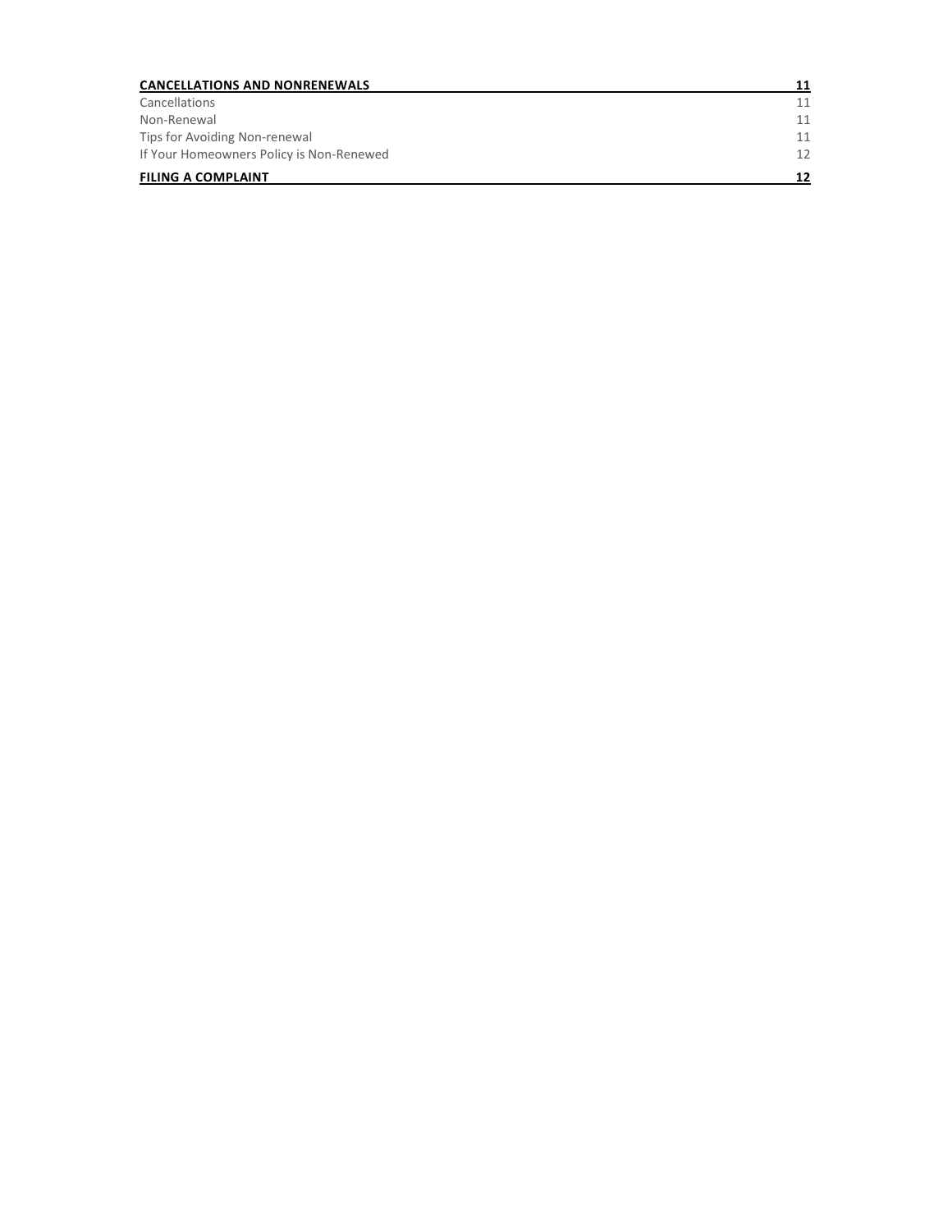| | |
|---|---|
| **CANCELLATIONS AND NONRENEWALS** | **11** |
| Cancellations | 11 |
| Non-Renewal | 11 |
| Tips for Avoiding Non-renewal | 11 |
| If Your Homeowners Policy is Non-Renewed | 12 |
| **FILING A COMPLAINT** | **12** |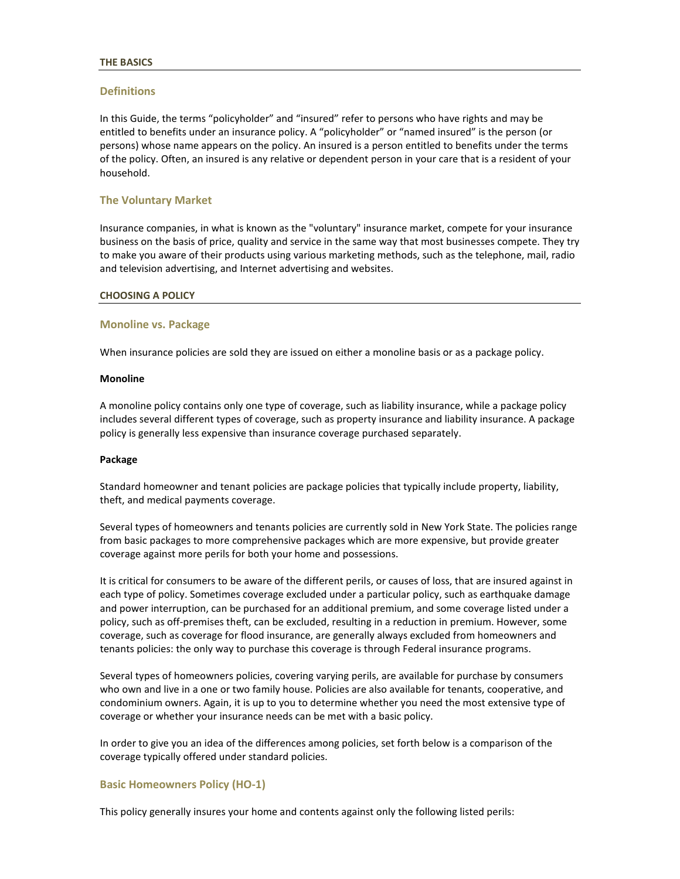## THE BASICS

### Definitions

In this Guide, the terms "policyholder" and "insured" refer to persons who have rights and may be entitled to benefits under an insurance policy. A "policyholder" or "named insured" is the person (or persons) whose name appears on the policy. An insured is a person entitled to benefits under the terms of the policy. Often, an insured is any relative or dependent person in your care that is a resident of your household.

### The Voluntary Market

Insurance companies, in what is known as the "voluntary" insurance market, compete for your insurance business on the basis of price, quality and service in the same way that most businesses compete. They try to make you aware of their products using various marketing methods, such as the telephone, mail, radio and television advertising, and Internet advertising and websites.

## CHOOSING A POLICY

### Monoline vs. Package

When insurance policies are sold they are issued on either a monoline basis or as a package policy.

**Monoline**

A monoline policy contains only one type of coverage, such as liability insurance, while a package policy includes several different types of coverage, such as property insurance and liability insurance. A package policy is generally less expensive than insurance coverage purchased separately.

**Package**

Standard homeowner and tenant policies are package policies that typically include property, liability, theft, and medical payments coverage.

Several types of homeowners and tenants policies are currently sold in New York State. The policies range from basic packages to more comprehensive packages which are more expensive, but provide greater coverage against more perils for both your home and possessions.

It is critical for consumers to be aware of the different perils, or causes of loss, that are insured against in each type of policy. Sometimes coverage excluded under a particular policy, such as earthquake damage and power interruption, can be purchased for an additional premium, and some coverage listed under a policy, such as off-premises theft, can be excluded, resulting in a reduction in premium. However, some coverage, such as coverage for flood insurance, are generally always excluded from homeowners and tenants policies: the only way to purchase this coverage is through Federal insurance programs.

Several types of homeowners policies, covering varying perils, are available for purchase by consumers who own and live in a one or two family house. Policies are also available for tenants, cooperative, and condominium owners. Again, it is up to you to determine whether you need the most extensive type of coverage or whether your insurance needs can be met with a basic policy.

In order to give you an idea of the differences among policies, set forth below is a comparison of the coverage typically offered under standard policies.

### Basic Homeowners Policy (HO-1)

This policy generally insures your home and contents against only the following listed perils: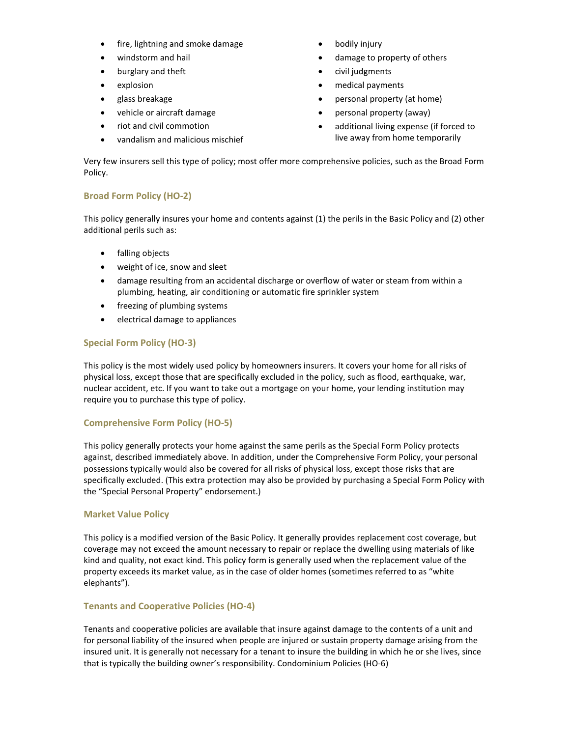- fire, lightning and smoke damage
- windstorm and hail
- burglary and theft
- explosion
- glass breakage
- vehicle or aircraft damage
- riot and civil commotion
- vandalism and malicious mischief
- bodily injury
- damage to property of others
- civil judgments
- medical payments
- personal property (at home)
- personal property (away)
- additional living expense (if forced to live away from home temporarily

Very few insurers sell this type of policy; most offer more comprehensive policies, such as the Broad Form Policy.

### Broad Form Policy (HO-2)

This policy generally insures your home and contents against (1) the perils in the Basic Policy and (2) other additional perils such as:

- falling objects
- weight of ice, snow and sleet
- damage resulting from an accidental discharge or overflow of water or steam from within a plumbing, heating, air conditioning or automatic fire sprinkler system
- freezing of plumbing systems
- electrical damage to appliances

### Special Form Policy (HO-3)

This policy is the most widely used policy by homeowners insurers. It covers your home for all risks of physical loss, except those that are specifically excluded in the policy, such as flood, earthquake, war, nuclear accident, etc. If you want to take out a mortgage on your home, your lending institution may require you to purchase this type of policy.

### Comprehensive Form Policy (HO-5)

This policy generally protects your home against the same perils as the Special Form Policy protects against, described immediately above. In addition, under the Comprehensive Form Policy, your personal possessions typically would also be covered for all risks of physical loss, except those risks that are specifically excluded. (This extra protection may also be provided by purchasing a Special Form Policy with the "Special Personal Property" endorsement.)

### Market Value Policy

This policy is a modified version of the Basic Policy. It generally provides replacement cost coverage, but coverage may not exceed the amount necessary to repair or replace the dwelling using materials of like kind and quality, not exact kind. This policy form is generally used when the replacement value of the property exceeds its market value, as in the case of older homes (sometimes referred to as "white elephants").

### Tenants and Cooperative Policies (HO-4)

Tenants and cooperative policies are available that insure against damage to the contents of a unit and for personal liability of the insured when people are injured or sustain property damage arising from the insured unit. It is generally not necessary for a tenant to insure the building in which he or she lives, since that is typically the building owner's responsibility. Condominium Policies (HO-6)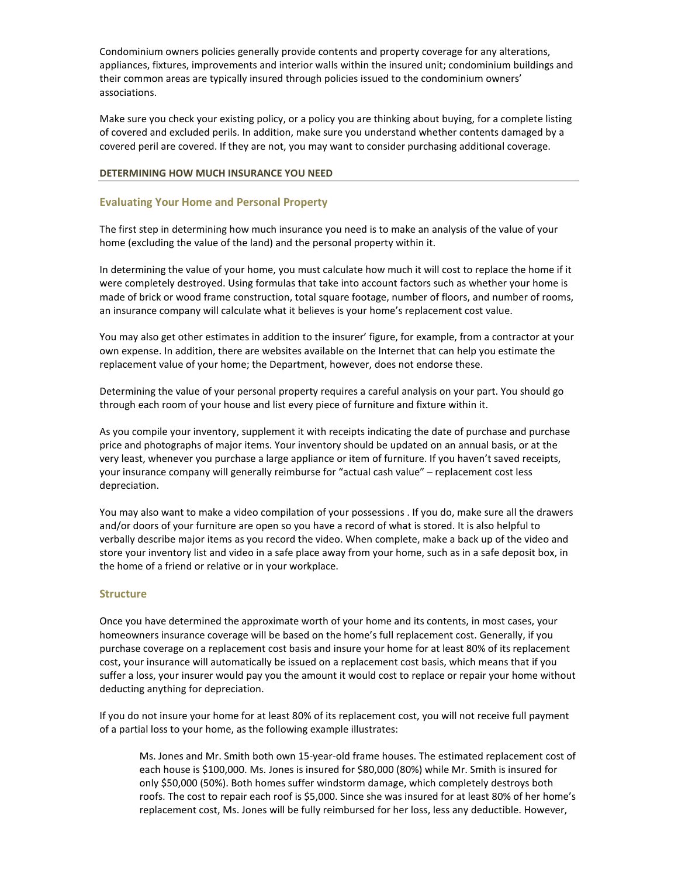Condominium owners policies generally provide contents and property coverage for any alterations, appliances, fixtures, improvements and interior walls within the insured unit; condominium buildings and their common areas are typically insured through policies issued to the condominium owners' associations.

Make sure you check your existing policy, or a policy you are thinking about buying, for a complete listing of covered and excluded perils. In addition, make sure you understand whether contents damaged by a covered peril are covered. If they are not, you may want to consider purchasing additional coverage.

## DETERMINING HOW MUCH INSURANCE YOU NEED

### Evaluating Your Home and Personal Property

The first step in determining how much insurance you need is to make an analysis of the value of your home (excluding the value of the land) and the personal property within it.

In determining the value of your home, you must calculate how much it will cost to replace the home if it were completely destroyed. Using formulas that take into account factors such as whether your home is made of brick or wood frame construction, total square footage, number of floors, and number of rooms, an insurance company will calculate what it believes is your home's replacement cost value.

You may also get other estimates in addition to the insurer' figure, for example, from a contractor at your own expense. In addition, there are websites available on the Internet that can help you estimate the replacement value of your home; the Department, however, does not endorse these.

Determining the value of your personal property requires a careful analysis on your part. You should go through each room of your house and list every piece of furniture and fixture within it.

As you compile your inventory, supplement it with receipts indicating the date of purchase and purchase price and photographs of major items. Your inventory should be updated on an annual basis, or at the very least, whenever you purchase a large appliance or item of furniture. If you haven't saved receipts, your insurance company will generally reimburse for "actual cash value" – replacement cost less depreciation.

You may also want to make a video compilation of your possessions . If you do, make sure all the drawers and/or doors of your furniture are open so you have a record of what is stored. It is also helpful to verbally describe major items as you record the video. When complete, make a back up of the video and store your inventory list and video in a safe place away from your home, such as in a safe deposit box, in the home of a friend or relative or in your workplace.

### Structure

Once you have determined the approximate worth of your home and its contents, in most cases, your homeowners insurance coverage will be based on the home's full replacement cost. Generally, if you purchase coverage on a replacement cost basis and insure your home for at least 80% of its replacement cost, your insurance will automatically be issued on a replacement cost basis, which means that if you suffer a loss, your insurer would pay you the amount it would cost to replace or repair your home without deducting anything for depreciation.

If you do not insure your home for at least 80% of its replacement cost, you will not receive full payment of a partial loss to your home, as the following example illustrates:

> Ms. Jones and Mr. Smith both own 15-year-old frame houses. The estimated replacement cost of each house is $100,000. Ms. Jones is insured for $80,000 (80%) while Mr. Smith is insured for only $50,000 (50%). Both homes suffer windstorm damage, which completely destroys both roofs. The cost to repair each roof is $5,000. Since she was insured for at least 80% of her home's replacement cost, Ms. Jones will be fully reimbursed for her loss, less any deductible. However,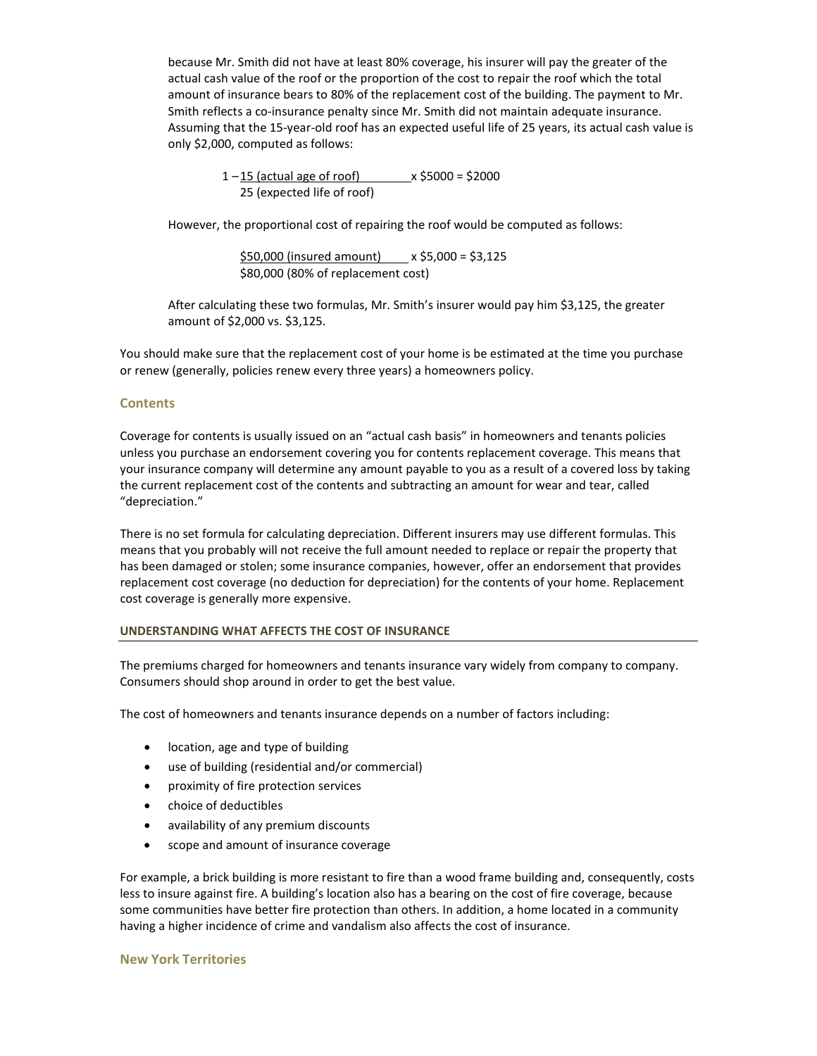because Mr. Smith did not have at least 80% coverage, his insurer will pay the greater of the actual cash value of the roof or the proportion of the cost to repair the roof which the total amount of insurance bears to 80% of the replacement cost of the building. The payment to Mr. Smith reflects a co-insurance penalty since Mr. Smith did not maintain adequate insurance. Assuming that the 15-year-old roof has an expected useful life of 25 years, its actual cash value is only $2,000, computed as follows:

$$1 - \frac{15 \text{ (actual age of roof)}}{25 \text{ (expected life of roof)}} \times \$5000 = \$2000$$

However, the proportional cost of repairing the roof would be computed as follows:

$$\frac{\$50{,}000 \text{ (insured amount)}}{\$80{,}000 \text{ (80\% of replacement cost)}} \times \$5{,}000 = \$3{,}125$$

After calculating these two formulas, Mr. Smith's insurer would pay him $3,125, the greater amount of $2,000 vs. $3,125.

You should make sure that the replacement cost of your home is be estimated at the time you purchase or renew (generally, policies renew every three years) a homeowners policy.

### Contents

Coverage for contents is usually issued on an "actual cash basis" in homeowners and tenants policies unless you purchase an endorsement covering you for contents replacement coverage. This means that your insurance company will determine any amount payable to you as a result of a covered loss by taking the current replacement cost of the contents and subtracting an amount for wear and tear, called "depreciation."

There is no set formula for calculating depreciation. Different insurers may use different formulas. This means that you probably will not receive the full amount needed to replace or repair the property that has been damaged or stolen; some insurance companies, however, offer an endorsement that provides replacement cost coverage (no deduction for depreciation) for the contents of your home. Replacement cost coverage is generally more expensive.

## UNDERSTANDING WHAT AFFECTS THE COST OF INSURANCE

The premiums charged for homeowners and tenants insurance vary widely from company to company. Consumers should shop around in order to get the best value.

The cost of homeowners and tenants insurance depends on a number of factors including:

- location, age and type of building
- use of building (residential and/or commercial)
- proximity of fire protection services
- choice of deductibles
- availability of any premium discounts
- scope and amount of insurance coverage

For example, a brick building is more resistant to fire than a wood frame building and, consequently, costs less to insure against fire. A building's location also has a bearing on the cost of fire coverage, because some communities have better fire protection than others. In addition, a home located in a community having a higher incidence of crime and vandalism also affects the cost of insurance.

### New York Territories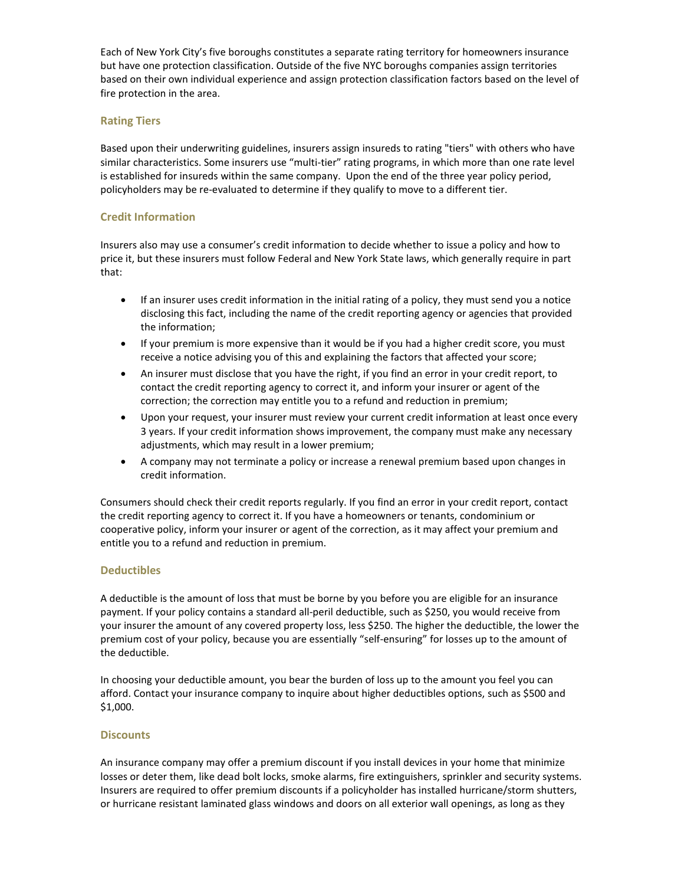Each of New York City's five boroughs constitutes a separate rating territory for homeowners insurance but have one protection classification. Outside of the five NYC boroughs companies assign territories based on their own individual experience and assign protection classification factors based on the level of fire protection in the area.

### Rating Tiers

Based upon their underwriting guidelines, insurers assign insureds to rating "tiers" with others who have similar characteristics. Some insurers use "multi-tier" rating programs, in which more than one rate level is established for insureds within the same company. Upon the end of the three year policy period, policyholders may be re-evaluated to determine if they qualify to move to a different tier.

### Credit Information

Insurers also may use a consumer's credit information to decide whether to issue a policy and how to price it, but these insurers must follow Federal and New York State laws, which generally require in part that:

- If an insurer uses credit information in the initial rating of a policy, they must send you a notice disclosing this fact, including the name of the credit reporting agency or agencies that provided the information;
- If your premium is more expensive than it would be if you had a higher credit score, you must receive a notice advising you of this and explaining the factors that affected your score;
- An insurer must disclose that you have the right, if you find an error in your credit report, to contact the credit reporting agency to correct it, and inform your insurer or agent of the correction; the correction may entitle you to a refund and reduction in premium;
- Upon your request, your insurer must review your current credit information at least once every 3 years. If your credit information shows improvement, the company must make any necessary adjustments, which may result in a lower premium;
- A company may not terminate a policy or increase a renewal premium based upon changes in credit information.

Consumers should check their credit reports regularly. If you find an error in your credit report, contact the credit reporting agency to correct it. If you have a homeowners or tenants, condominium or cooperative policy, inform your insurer or agent of the correction, as it may affect your premium and entitle you to a refund and reduction in premium.

### Deductibles

A deductible is the amount of loss that must be borne by you before you are eligible for an insurance payment. If your policy contains a standard all-peril deductible, such as $250, you would receive from your insurer the amount of any covered property loss, less $250. The higher the deductible, the lower the premium cost of your policy, because you are essentially "self-ensuring" for losses up to the amount of the deductible.

In choosing your deductible amount, you bear the burden of loss up to the amount you feel you can afford. Contact your insurance company to inquire about higher deductibles options, such as $500 and $1,000.

### Discounts

An insurance company may offer a premium discount if you install devices in your home that minimize losses or deter them, like dead bolt locks, smoke alarms, fire extinguishers, sprinkler and security systems. Insurers are required to offer premium discounts if a policyholder has installed hurricane/storm shutters, or hurricane resistant laminated glass windows and doors on all exterior wall openings, as long as they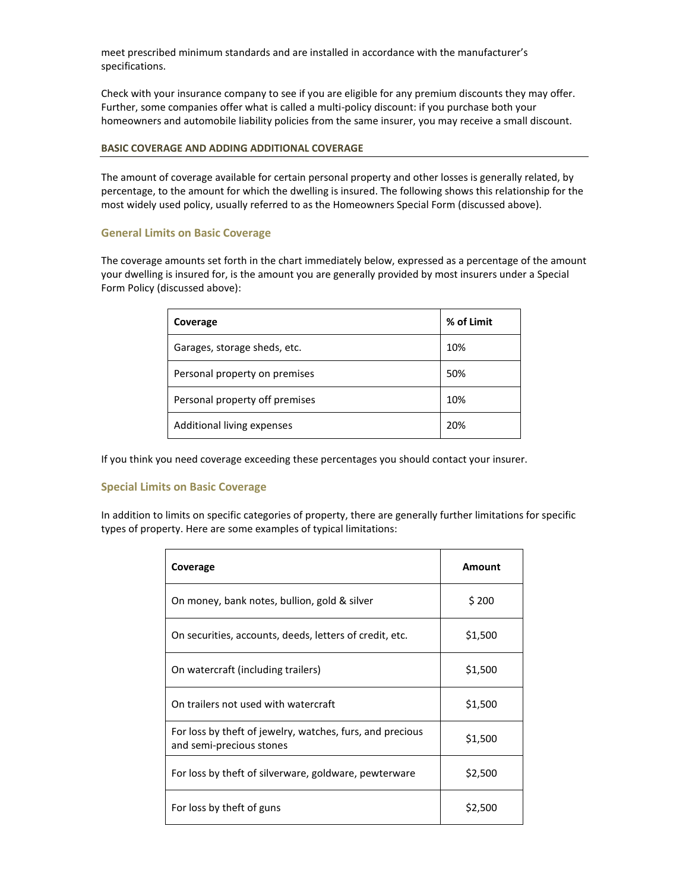meet prescribed minimum standards and are installed in accordance with the manufacturer's specifications.

Check with your insurance company to see if you are eligible for any premium discounts they may offer. Further, some companies offer what is called a multi-policy discount: if you purchase both your homeowners and automobile liability policies from the same insurer, you may receive a small discount.

## BASIC COVERAGE AND ADDING ADDITIONAL COVERAGE

The amount of coverage available for certain personal property and other losses is generally related, by percentage, to the amount for which the dwelling is insured. The following shows this relationship for the most widely used policy, usually referred to as the Homeowners Special Form (discussed above).

### General Limits on Basic Coverage

The coverage amounts set forth in the chart immediately below, expressed as a percentage of the amount your dwelling is insured for, is the amount you are generally provided by most insurers under a Special Form Policy (discussed above):

| Coverage | % of Limit |
|---|---|
| Garages, storage sheds, etc. | 10% |
| Personal property on premises | 50% |
| Personal property off premises | 10% |
| Additional living expenses | 20% |

If you think you need coverage exceeding these percentages you should contact your insurer.

### Special Limits on Basic Coverage

In addition to limits on specific categories of property, there are generally further limitations for specific types of property. Here are some examples of typical limitations:

| Coverage | Amount |
|---|---|
| On money, bank notes, bullion, gold & silver | $ 200 |
| On securities, accounts, deeds, letters of credit, etc. | $1,500 |
| On watercraft (including trailers) | $1,500 |
| On trailers not used with watercraft | $1,500 |
| For loss by theft of jewelry, watches, furs, and precious and semi-precious stones | $1,500 |
| For loss by theft of silverware, goldware, pewterware | $2,500 |
| For loss by theft of guns | $2,500 |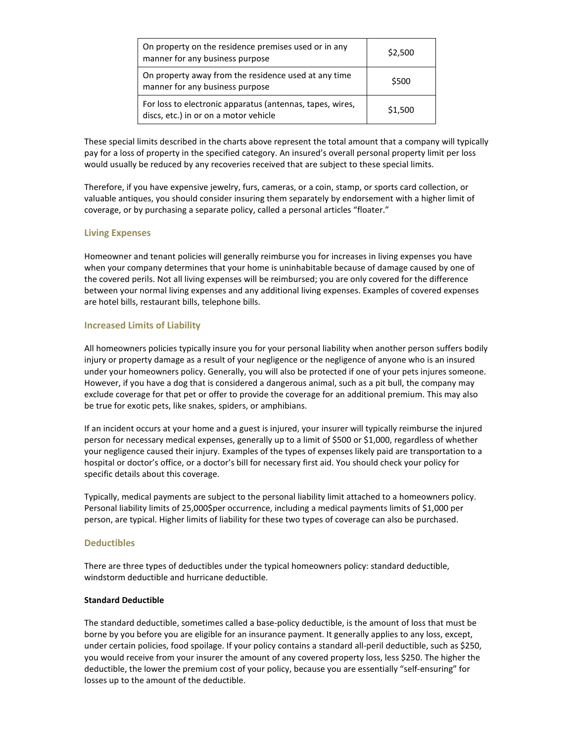| On property on the residence premises used or in any manner for any business purpose | $2,500 |
|---|---|
| On property away from the residence used at any time manner for any business purpose | $500 |
| For loss to electronic apparatus (antennas, tapes, wires, discs, etc.) in or on a motor vehicle | $1,500 |

These special limits described in the charts above represent the total amount that a company will typically pay for a loss of property in the specified category. An insured's overall personal property limit per loss would usually be reduced by any recoveries received that are subject to these special limits.

Therefore, if you have expensive jewelry, furs, cameras, or a coin, stamp, or sports card collection, or valuable antiques, you should consider insuring them separately by endorsement with a higher limit of coverage, or by purchasing a separate policy, called a personal articles "floater."

### Living Expenses

Homeowner and tenant policies will generally reimburse you for increases in living expenses you have when your company determines that your home is uninhabitable because of damage caused by one of the covered perils. Not all living expenses will be reimbursed; you are only covered for the difference between your normal living expenses and any additional living expenses. Examples of covered expenses are hotel bills, restaurant bills, telephone bills.

### Increased Limits of Liability

All homeowners policies typically insure you for your personal liability when another person suffers bodily injury or property damage as a result of your negligence or the negligence of anyone who is an insured under your homeowners policy. Generally, you will also be protected if one of your pets injures someone. However, if you have a dog that is considered a dangerous animal, such as a pit bull, the company may exclude coverage for that pet or offer to provide the coverage for an additional premium. This may also be true for exotic pets, like snakes, spiders, or amphibians.

If an incident occurs at your home and a guest is injured, your insurer will typically reimburse the injured person for necessary medical expenses, generally up to a limit of $500 or $1,000, regardless of whether your negligence caused their injury. Examples of the types of expenses likely paid are transportation to a hospital or doctor's office, or a doctor's bill for necessary first aid. You should check your policy for specific details about this coverage.

Typically, medical payments are subject to the personal liability limit attached to a homeowners policy. Personal liability limits of 25,000$per occurrence, including a medical payments limits of $1,000 per person, are typical. Higher limits of liability for these two types of coverage can also be purchased.

### Deductibles

There are three types of deductibles under the typical homeowners policy: standard deductible, windstorm deductible and hurricane deductible.

#### Standard Deductible

The standard deductible, sometimes called a base-policy deductible, is the amount of loss that must be borne by you before you are eligible for an insurance payment. It generally applies to any loss, except, under certain policies, food spoilage. If your policy contains a standard all-peril deductible, such as $250, you would receive from your insurer the amount of any covered property loss, less $250. The higher the deductible, the lower the premium cost of your policy, because you are essentially "self-ensuring" for losses up to the amount of the deductible.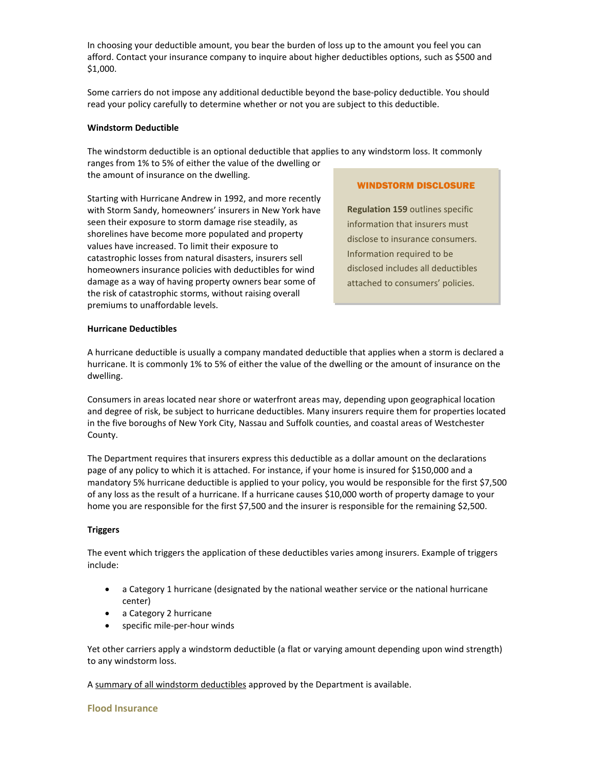In choosing your deductible amount, you bear the burden of loss up to the amount you feel you can afford. Contact your insurance company to inquire about higher deductibles options, such as $500 and $1,000.

Some carriers do not impose any additional deductible beyond the base-policy deductible. You should read your policy carefully to determine whether or not you are subject to this deductible.

**Windstorm Deductible**

The windstorm deductible is an optional deductible that applies to any windstorm loss. It commonly ranges from 1% to 5% of either the value of the dwelling or the amount of insurance on the dwelling.

Starting with Hurricane Andrew in 1992, and more recently with Storm Sandy, homeowners' insurers in New York have seen their exposure to storm damage rise steadily, as shorelines have become more populated and property values have increased. To limit their exposure to catastrophic losses from natural disasters, insurers sell homeowners insurance policies with deductibles for wind damage as a way of having property owners bear some of the risk of catastrophic storms, without raising overall premiums to unaffordable levels.

> **WINDSTORM DISCLOSURE**
>
> **Regulation 159** outlines specific information that insurers must disclose to insurance consumers. Information required to be disclosed includes all deductibles attached to consumers' policies.

**Hurricane Deductibles**

A hurricane deductible is usually a company mandated deductible that applies when a storm is declared a hurricane. It is commonly 1% to 5% of either the value of the dwelling or the amount of insurance on the dwelling.

Consumers in areas located near shore or waterfront areas may, depending upon geographical location and degree of risk, be subject to hurricane deductibles. Many insurers require them for properties located in the five boroughs of New York City, Nassau and Suffolk counties, and coastal areas of Westchester County.

The Department requires that insurers express this deductible as a dollar amount on the declarations page of any policy to which it is attached. For instance, if your home is insured for $150,000 and a mandatory 5% hurricane deductible is applied to your policy, you would be responsible for the first $7,500 of any loss as the result of a hurricane. If a hurricane causes $10,000 worth of property damage to your home you are responsible for the first $7,500 and the insurer is responsible for the remaining $2,500.

**Triggers**

The event which triggers the application of these deductibles varies among insurers. Example of triggers include:

- a Category 1 hurricane (designated by the national weather service or the national hurricane center)
- a Category 2 hurricane
- specific mile-per-hour winds

Yet other carriers apply a windstorm deductible (a flat or varying amount depending upon wind strength) to any windstorm loss.

A summary of all windstorm deductibles approved by the Department is available.

## Flood Insurance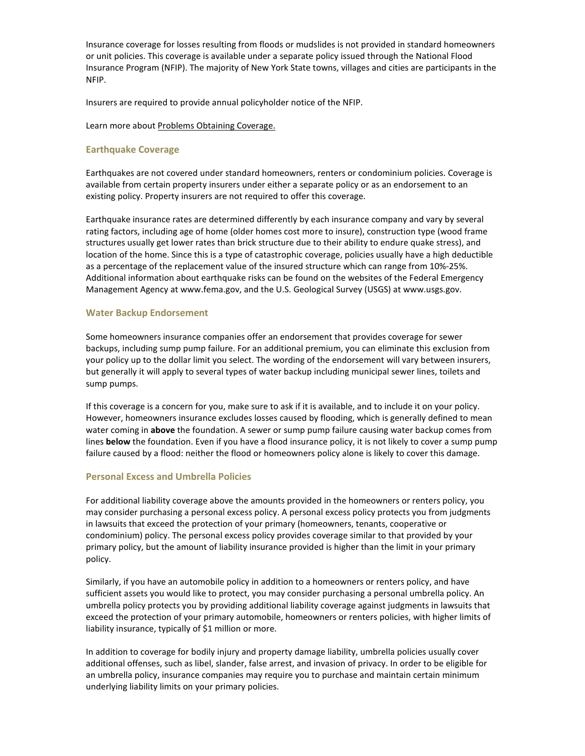Insurance coverage for losses resulting from floods or mudslides is not provided in standard homeowners or unit policies. This coverage is available under a separate policy issued through the National Flood Insurance Program (NFIP). The majority of New York State towns, villages and cities are participants in the NFIP.

Insurers are required to provide annual policyholder notice of the NFIP.

Learn more about Problems Obtaining Coverage.

### Earthquake Coverage

Earthquakes are not covered under standard homeowners, renters or condominium policies. Coverage is available from certain property insurers under either a separate policy or as an endorsement to an existing policy. Property insurers are not required to offer this coverage.

Earthquake insurance rates are determined differently by each insurance company and vary by several rating factors, including age of home (older homes cost more to insure), construction type (wood frame structures usually get lower rates than brick structure due to their ability to endure quake stress), and location of the home. Since this is a type of catastrophic coverage, policies usually have a high deductible as a percentage of the replacement value of the insured structure which can range from 10%-25%. Additional information about earthquake risks can be found on the websites of the Federal Emergency Management Agency at www.fema.gov, and the U.S. Geological Survey (USGS) at www.usgs.gov.

### Water Backup Endorsement

Some homeowners insurance companies offer an endorsement that provides coverage for sewer backups, including sump pump failure. For an additional premium, you can eliminate this exclusion from your policy up to the dollar limit you select. The wording of the endorsement will vary between insurers, but generally it will apply to several types of water backup including municipal sewer lines, toilets and sump pumps.

If this coverage is a concern for you, make sure to ask if it is available, and to include it on your policy. However, homeowners insurance excludes losses caused by flooding, which is generally defined to mean water coming in **above** the foundation. A sewer or sump pump failure causing water backup comes from lines **below** the foundation. Even if you have a flood insurance policy, it is not likely to cover a sump pump failure caused by a flood: neither the flood or homeowners policy alone is likely to cover this damage.

### Personal Excess and Umbrella Policies

For additional liability coverage above the amounts provided in the homeowners or renters policy, you may consider purchasing a personal excess policy. A personal excess policy protects you from judgments in lawsuits that exceed the protection of your primary (homeowners, tenants, cooperative or condominium) policy. The personal excess policy provides coverage similar to that provided by your primary policy, but the amount of liability insurance provided is higher than the limit in your primary policy.

Similarly, if you have an automobile policy in addition to a homeowners or renters policy, and have sufficient assets you would like to protect, you may consider purchasing a personal umbrella policy. An umbrella policy protects you by providing additional liability coverage against judgments in lawsuits that exceed the protection of your primary automobile, homeowners or renters policies, with higher limits of liability insurance, typically of $1 million or more.

In addition to coverage for bodily injury and property damage liability, umbrella policies usually cover additional offenses, such as libel, slander, false arrest, and invasion of privacy. In order to be eligible for an umbrella policy, insurance companies may require you to purchase and maintain certain minimum underlying liability limits on your primary policies.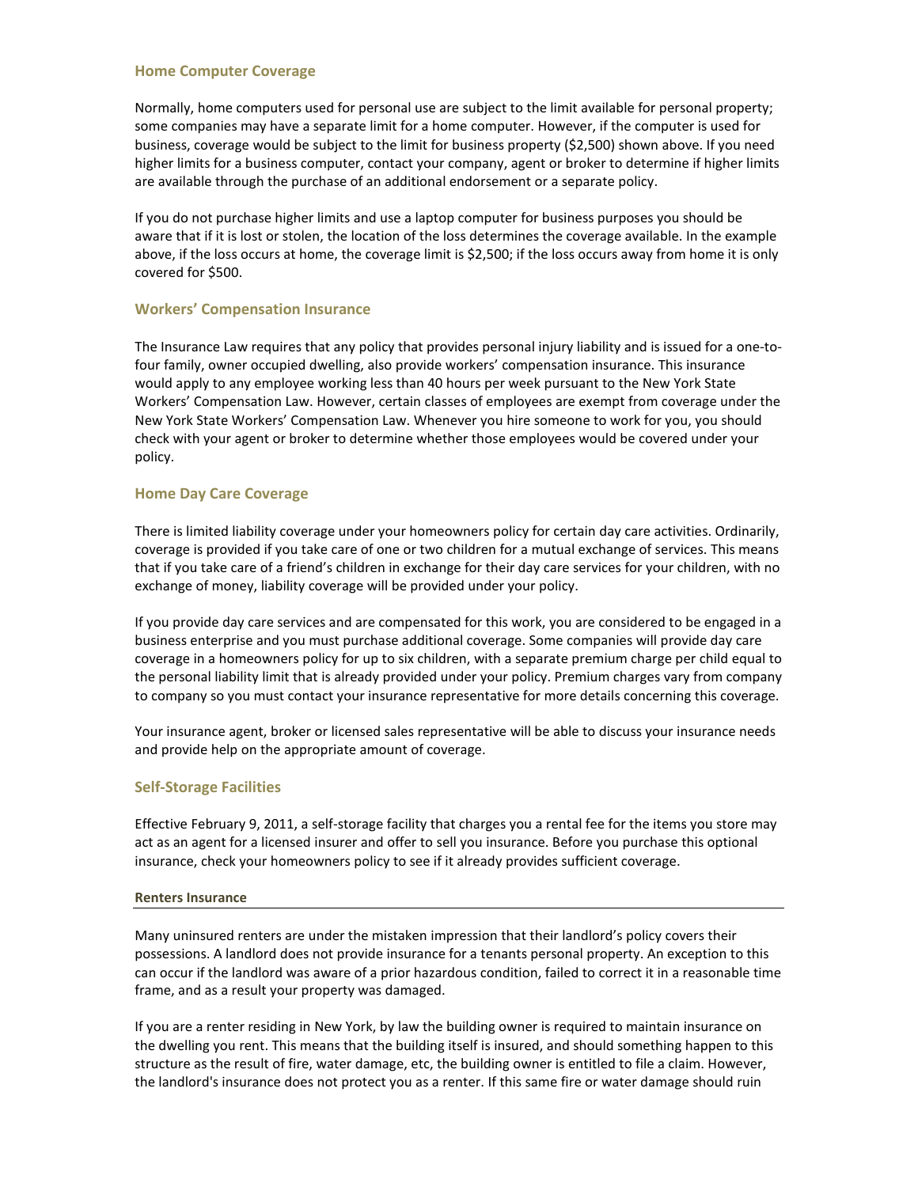### Home Computer Coverage

Normally, home computers used for personal use are subject to the limit available for personal property; some companies may have a separate limit for a home computer. However, if the computer is used for business, coverage would be subject to the limit for business property ($2,500) shown above. If you need higher limits for a business computer, contact your company, agent or broker to determine if higher limits are available through the purchase of an additional endorsement or a separate policy.

If you do not purchase higher limits and use a laptop computer for business purposes you should be aware that if it is lost or stolen, the location of the loss determines the coverage available. In the example above, if the loss occurs at home, the coverage limit is $2,500; if the loss occurs away from home it is only covered for $500.

### Workers' Compensation Insurance

The Insurance Law requires that any policy that provides personal injury liability and is issued for a one-to-four family, owner occupied dwelling, also provide workers' compensation insurance. This insurance would apply to any employee working less than 40 hours per week pursuant to the New York State Workers' Compensation Law. However, certain classes of employees are exempt from coverage under the New York State Workers' Compensation Law. Whenever you hire someone to work for you, you should check with your agent or broker to determine whether those employees would be covered under your policy.

### Home Day Care Coverage

There is limited liability coverage under your homeowners policy for certain day care activities. Ordinarily, coverage is provided if you take care of one or two children for a mutual exchange of services. This means that if you take care of a friend's children in exchange for their day care services for your children, with no exchange of money, liability coverage will be provided under your policy.

If you provide day care services and are compensated for this work, you are considered to be engaged in a business enterprise and you must purchase additional coverage. Some companies will provide day care coverage in a homeowners policy for up to six children, with a separate premium charge per child equal to the personal liability limit that is already provided under your policy. Premium charges vary from company to company so you must contact your insurance representative for more details concerning this coverage.

Your insurance agent, broker or licensed sales representative will be able to discuss your insurance needs and provide help on the appropriate amount of coverage.

### Self-Storage Facilities

Effective February 9, 2011, a self-storage facility that charges you a rental fee for the items you store may act as an agent for a licensed insurer and offer to sell you insurance. Before you purchase this optional insurance, check your homeowners policy to see if it already provides sufficient coverage.

#### Renters Insurance

Many uninsured renters are under the mistaken impression that their landlord's policy covers their possessions. A landlord does not provide insurance for a tenants personal property. An exception to this can occur if the landlord was aware of a prior hazardous condition, failed to correct it in a reasonable time frame, and as a result your property was damaged.

If you are a renter residing in New York, by law the building owner is required to maintain insurance on the dwelling you rent. This means that the building itself is insured, and should something happen to this structure as the result of fire, water damage, etc, the building owner is entitled to file a claim. However, the landlord's insurance does not protect you as a renter. If this same fire or water damage should ruin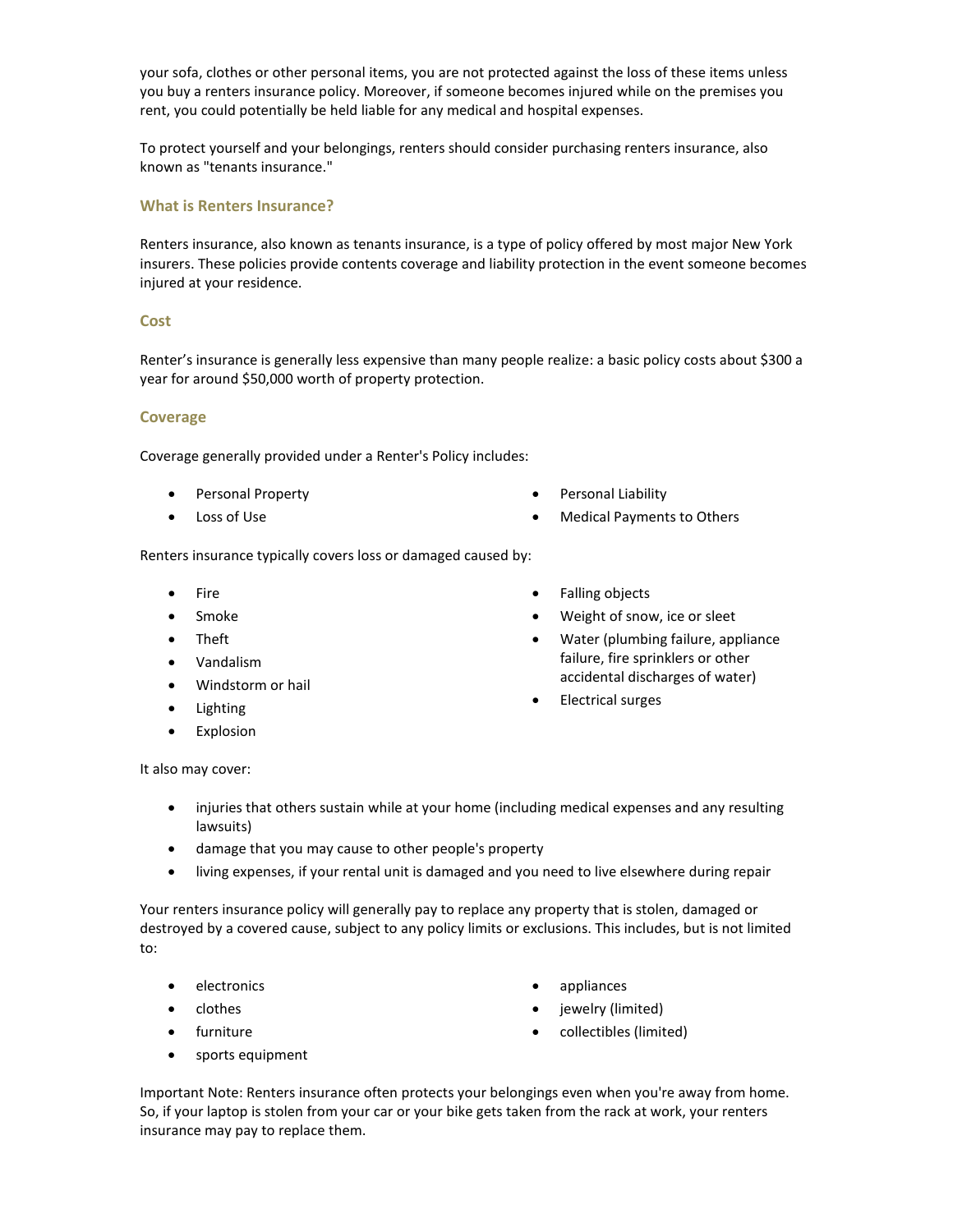your sofa, clothes or other personal items, you are not protected against the loss of these items unless you buy a renters insurance policy. Moreover, if someone becomes injured while on the premises you rent, you could potentially be held liable for any medical and hospital expenses.

To protect yourself and your belongings, renters should consider purchasing renters insurance, also known as "tenants insurance."

### What is Renters Insurance?

Renters insurance, also known as tenants insurance, is a type of policy offered by most major New York insurers. These policies provide contents coverage and liability protection in the event someone becomes injured at your residence.

### Cost

Renter's insurance is generally less expensive than many people realize: a basic policy costs about $300 a year for around $50,000 worth of property protection.

### Coverage

Coverage generally provided under a Renter's Policy includes:

- Personal Property
- Loss of Use
- Personal Liability
- Medical Payments to Others

Renters insurance typically covers loss or damaged caused by:

- Fire
- Smoke
- Theft
- Vandalism
- Windstorm or hail
- Lighting
- Explosion
- Falling objects
- Weight of snow, ice or sleet
- Water (plumbing failure, appliance failure, fire sprinklers or other accidental discharges of water)
- Electrical surges

It also may cover:

- injuries that others sustain while at your home (including medical expenses and any resulting lawsuits)
- damage that you may cause to other people's property
- living expenses, if your rental unit is damaged and you need to live elsewhere during repair

Your renters insurance policy will generally pay to replace any property that is stolen, damaged or destroyed by a covered cause, subject to any policy limits or exclusions. This includes, but is not limited to:

- electronics
- clothes
- furniture
- sports equipment
- appliances
- jewelry (limited)
- collectibles (limited)

Important Note: Renters insurance often protects your belongings even when you're away from home. So, if your laptop is stolen from your car or your bike gets taken from the rack at work, your renters insurance may pay to replace them.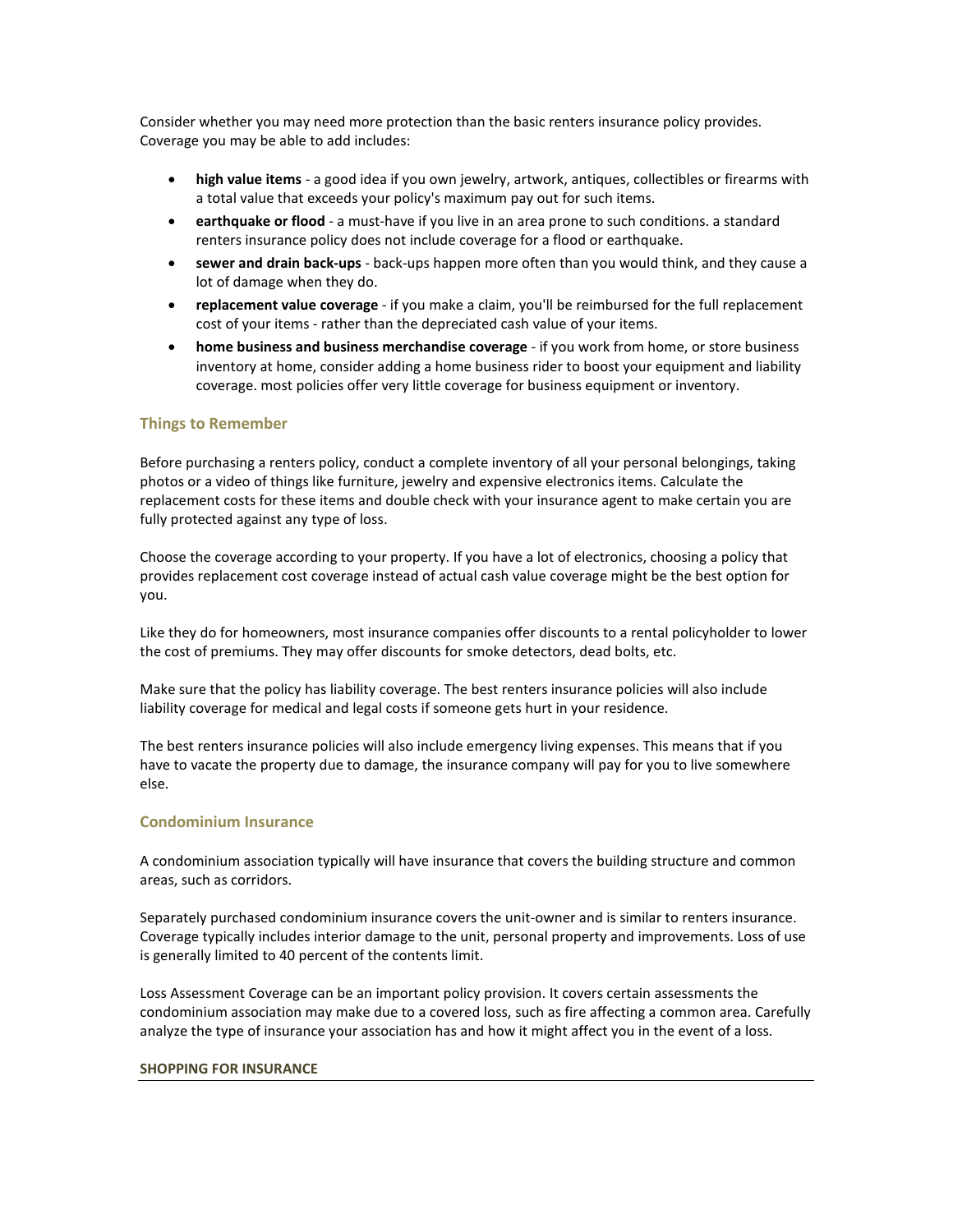Consider whether you may need more protection than the basic renters insurance policy provides. Coverage you may be able to add includes:

- **high value items** - a good idea if you own jewelry, artwork, antiques, collectibles or firearms with a total value that exceeds your policy's maximum pay out for such items.
- **earthquake or flood** - a must-have if you live in an area prone to such conditions. a standard renters insurance policy does not include coverage for a flood or earthquake.
- **sewer and drain back-ups** - back-ups happen more often than you would think, and they cause a lot of damage when they do.
- **replacement value coverage** - if you make a claim, you'll be reimbursed for the full replacement cost of your items - rather than the depreciated cash value of your items.
- **home business and business merchandise coverage** - if you work from home, or store business inventory at home, consider adding a home business rider to boost your equipment and liability coverage. most policies offer very little coverage for business equipment or inventory.

### Things to Remember

Before purchasing a renters policy, conduct a complete inventory of all your personal belongings, taking photos or a video of things like furniture, jewelry and expensive electronics items. Calculate the replacement costs for these items and double check with your insurance agent to make certain you are fully protected against any type of loss.

Choose the coverage according to your property. If you have a lot of electronics, choosing a policy that provides replacement cost coverage instead of actual cash value coverage might be the best option for you.

Like they do for homeowners, most insurance companies offer discounts to a rental policyholder to lower the cost of premiums. They may offer discounts for smoke detectors, dead bolts, etc.

Make sure that the policy has liability coverage. The best renters insurance policies will also include liability coverage for medical and legal costs if someone gets hurt in your residence.

The best renters insurance policies will also include emergency living expenses. This means that if you have to vacate the property due to damage, the insurance company will pay for you to live somewhere else.

### Condominium Insurance

A condominium association typically will have insurance that covers the building structure and common areas, such as corridors.

Separately purchased condominium insurance covers the unit-owner and is similar to renters insurance. Coverage typically includes interior damage to the unit, personal property and improvements. Loss of use is generally limited to 40 percent of the contents limit.

Loss Assessment Coverage can be an important policy provision. It covers certain assessments the condominium association may make due to a covered loss, such as fire affecting a common area. Carefully analyze the type of insurance your association has and how it might affect you in the event of a loss.

## SHOPPING FOR INSURANCE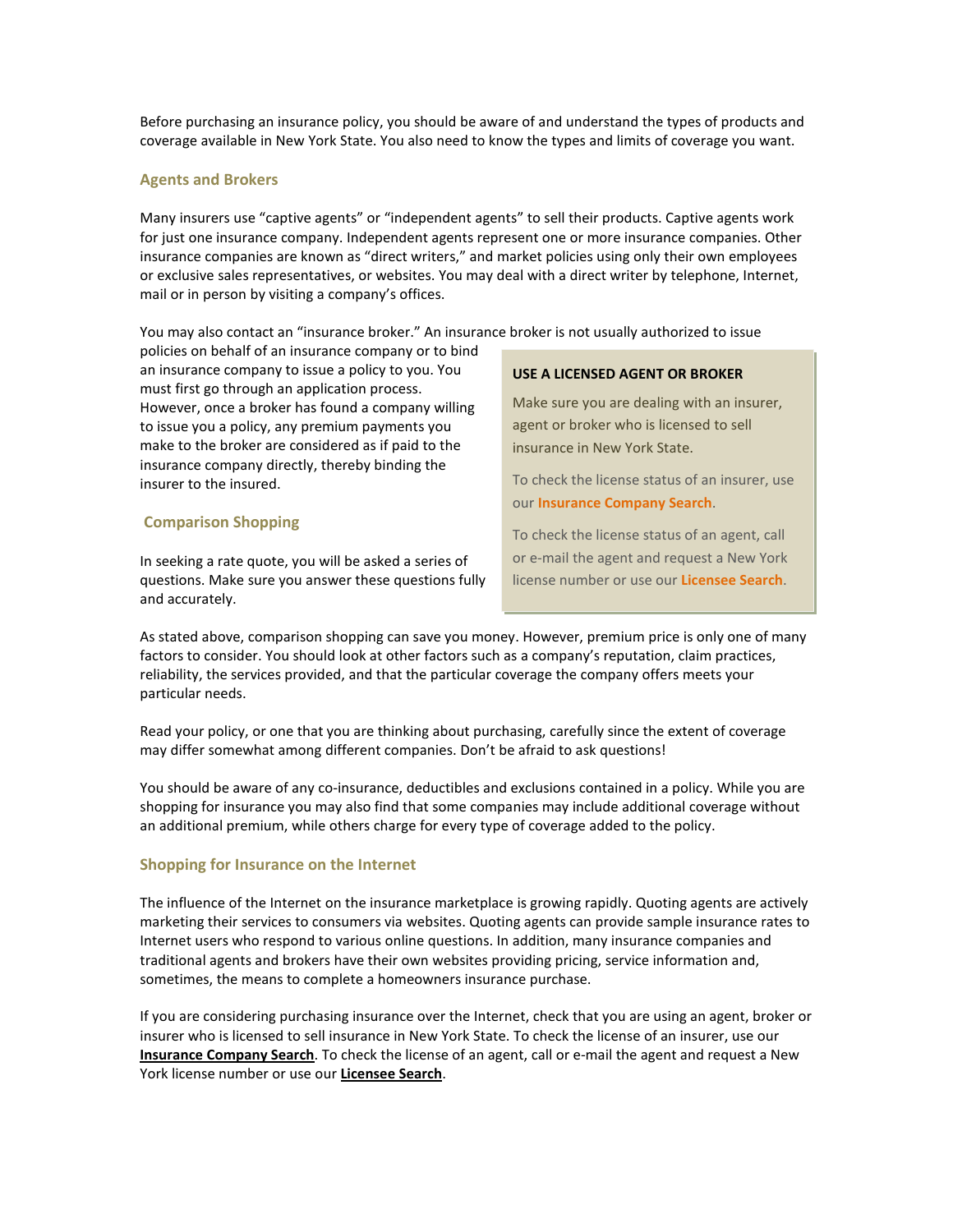Before purchasing an insurance policy, you should be aware of and understand the types of products and coverage available in New York State. You also need to know the types and limits of coverage you want.

### Agents and Brokers

Many insurers use "captive agents" or "independent agents" to sell their products. Captive agents work for just one insurance company. Independent agents represent one or more insurance companies. Other insurance companies are known as "direct writers," and market policies using only their own employees or exclusive sales representatives, or websites. You may deal with a direct writer by telephone, Internet, mail or in person by visiting a company's offices.

You may also contact an "insurance broker." An insurance broker is not usually authorized to issue policies on behalf of an insurance company or to bind an insurance company to issue a policy to you. You must first go through an application process. However, once a broker has found a company willing to issue you a policy, any premium payments you make to the broker are considered as if paid to the insurance company directly, thereby binding the insurer to the insured.

> **USE A LICENSED AGENT OR BROKER**
>
> Make sure you are dealing with an insurer, agent or broker who is licensed to sell insurance in New York State.
>
> To check the license status of an insurer, use our **Insurance Company Search**.
>
> To check the license status of an agent, call or e-mail the agent and request a New York license number or use our **Licensee Search**.

### Comparison Shopping

In seeking a rate quote, you will be asked a series of questions. Make sure you answer these questions fully and accurately.

As stated above, comparison shopping can save you money. However, premium price is only one of many factors to consider. You should look at other factors such as a company's reputation, claim practices, reliability, the services provided, and that the particular coverage the company offers meets your particular needs.

Read your policy, or one that you are thinking about purchasing, carefully since the extent of coverage may differ somewhat among different companies. Don't be afraid to ask questions!

You should be aware of any co-insurance, deductibles and exclusions contained in a policy. While you are shopping for insurance you may also find that some companies may include additional coverage without an additional premium, while others charge for every type of coverage added to the policy.

### Shopping for Insurance on the Internet

The influence of the Internet on the insurance marketplace is growing rapidly. Quoting agents are actively marketing their services to consumers via websites. Quoting agents can provide sample insurance rates to Internet users who respond to various online questions. In addition, many insurance companies and traditional agents and brokers have their own websites providing pricing, service information and, sometimes, the means to complete a homeowners insurance purchase.

If you are considering purchasing insurance over the Internet, check that you are using an agent, broker or insurer who is licensed to sell insurance in New York State. To check the license of an insurer, use our **Insurance Company Search**. To check the license of an agent, call or e-mail the agent and request a New York license number or use our **Licensee Search**.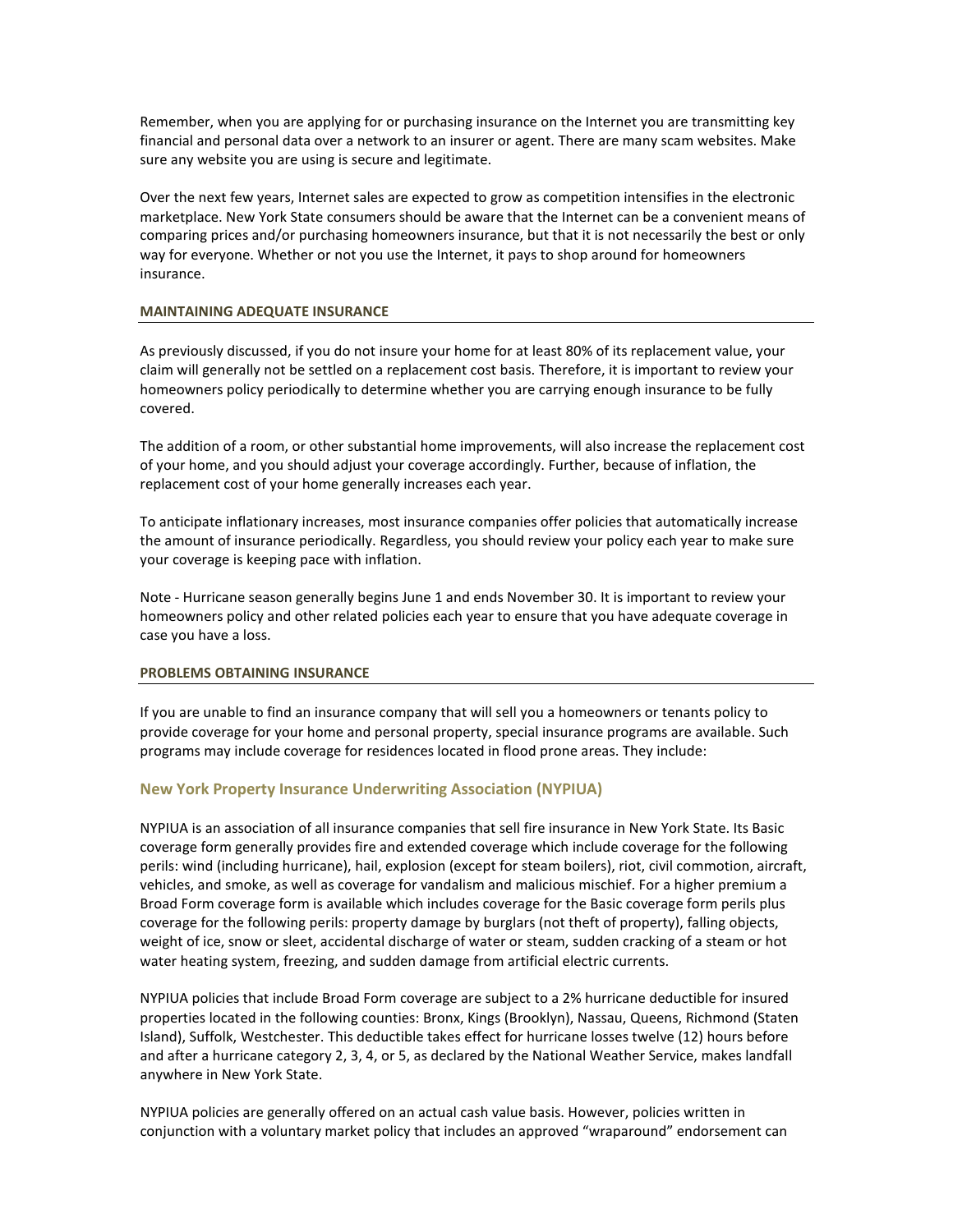Remember, when you are applying for or purchasing insurance on the Internet you are transmitting key financial and personal data over a network to an insurer or agent. There are many scam websites. Make sure any website you are using is secure and legitimate.

Over the next few years, Internet sales are expected to grow as competition intensifies in the electronic marketplace. New York State consumers should be aware that the Internet can be a convenient means of comparing prices and/or purchasing homeowners insurance, but that it is not necessarily the best or only way for everyone. Whether or not you use the Internet, it pays to shop around for homeowners insurance.

## MAINTAINING ADEQUATE INSURANCE

As previously discussed, if you do not insure your home for at least 80% of its replacement value, your claim will generally not be settled on a replacement cost basis. Therefore, it is important to review your homeowners policy periodically to determine whether you are carrying enough insurance to be fully covered.

The addition of a room, or other substantial home improvements, will also increase the replacement cost of your home, and you should adjust your coverage accordingly. Further, because of inflation, the replacement cost of your home generally increases each year.

To anticipate inflationary increases, most insurance companies offer policies that automatically increase the amount of insurance periodically. Regardless, you should review your policy each year to make sure your coverage is keeping pace with inflation.

Note - Hurricane season generally begins June 1 and ends November 30. It is important to review your homeowners policy and other related policies each year to ensure that you have adequate coverage in case you have a loss.

## PROBLEMS OBTAINING INSURANCE

If you are unable to find an insurance company that will sell you a homeowners or tenants policy to provide coverage for your home and personal property, special insurance programs are available. Such programs may include coverage for residences located in flood prone areas. They include:

### New York Property Insurance Underwriting Association (NYPIUA)

NYPIUA is an association of all insurance companies that sell fire insurance in New York State. Its Basic coverage form generally provides fire and extended coverage which include coverage for the following perils: wind (including hurricane), hail, explosion (except for steam boilers), riot, civil commotion, aircraft, vehicles, and smoke, as well as coverage for vandalism and malicious mischief. For a higher premium a Broad Form coverage form is available which includes coverage for the Basic coverage form perils plus coverage for the following perils: property damage by burglars (not theft of property), falling objects, weight of ice, snow or sleet, accidental discharge of water or steam, sudden cracking of a steam or hot water heating system, freezing, and sudden damage from artificial electric currents.

NYPIUA policies that include Broad Form coverage are subject to a 2% hurricane deductible for insured properties located in the following counties: Bronx, Kings (Brooklyn), Nassau, Queens, Richmond (Staten Island), Suffolk, Westchester. This deductible takes effect for hurricane losses twelve (12) hours before and after a hurricane category 2, 3, 4, or 5, as declared by the National Weather Service, makes landfall anywhere in New York State.

NYPIUA policies are generally offered on an actual cash value basis. However, policies written in conjunction with a voluntary market policy that includes an approved "wraparound" endorsement can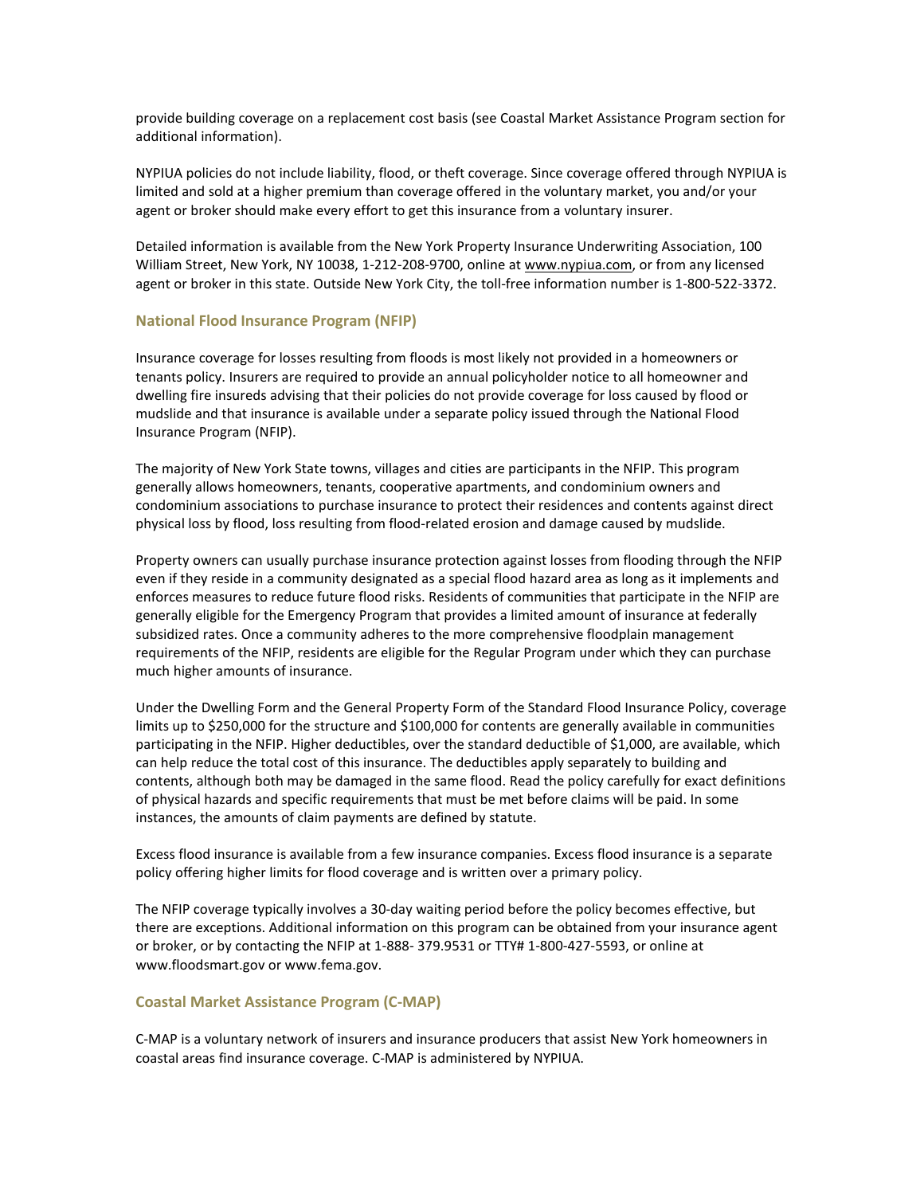provide building coverage on a replacement cost basis (see Coastal Market Assistance Program section for additional information).

NYPIUA policies do not include liability, flood, or theft coverage. Since coverage offered through NYPIUA is limited and sold at a higher premium than coverage offered in the voluntary market, you and/or your agent or broker should make every effort to get this insurance from a voluntary insurer.

Detailed information is available from the New York Property Insurance Underwriting Association, 100 William Street, New York, NY 10038, 1-212-208-9700, online at www.nypiua.com, or from any licensed agent or broker in this state. Outside New York City, the toll-free information number is 1-800-522-3372.

### National Flood Insurance Program (NFIP)

Insurance coverage for losses resulting from floods is most likely not provided in a homeowners or tenants policy. Insurers are required to provide an annual policyholder notice to all homeowner and dwelling fire insureds advising that their policies do not provide coverage for loss caused by flood or mudslide and that insurance is available under a separate policy issued through the National Flood Insurance Program (NFIP).

The majority of New York State towns, villages and cities are participants in the NFIP. This program generally allows homeowners, tenants, cooperative apartments, and condominium owners and condominium associations to purchase insurance to protect their residences and contents against direct physical loss by flood, loss resulting from flood-related erosion and damage caused by mudslide.

Property owners can usually purchase insurance protection against losses from flooding through the NFIP even if they reside in a community designated as a special flood hazard area as long as it implements and enforces measures to reduce future flood risks. Residents of communities that participate in the NFIP are generally eligible for the Emergency Program that provides a limited amount of insurance at federally subsidized rates. Once a community adheres to the more comprehensive floodplain management requirements of the NFIP, residents are eligible for the Regular Program under which they can purchase much higher amounts of insurance.

Under the Dwelling Form and the General Property Form of the Standard Flood Insurance Policy, coverage limits up to $250,000 for the structure and $100,000 for contents are generally available in communities participating in the NFIP. Higher deductibles, over the standard deductible of $1,000, are available, which can help reduce the total cost of this insurance. The deductibles apply separately to building and contents, although both may be damaged in the same flood. Read the policy carefully for exact definitions of physical hazards and specific requirements that must be met before claims will be paid. In some instances, the amounts of claim payments are defined by statute.

Excess flood insurance is available from a few insurance companies. Excess flood insurance is a separate policy offering higher limits for flood coverage and is written over a primary policy.

The NFIP coverage typically involves a 30-day waiting period before the policy becomes effective, but there are exceptions. Additional information on this program can be obtained from your insurance agent or broker, or by contacting the NFIP at 1-888- 379.9531 or TTY# 1-800-427-5593, or online at www.floodsmart.gov or www.fema.gov.

### Coastal Market Assistance Program (C-MAP)

C-MAP is a voluntary network of insurers and insurance producers that assist New York homeowners in coastal areas find insurance coverage. C-MAP is administered by NYPIUA.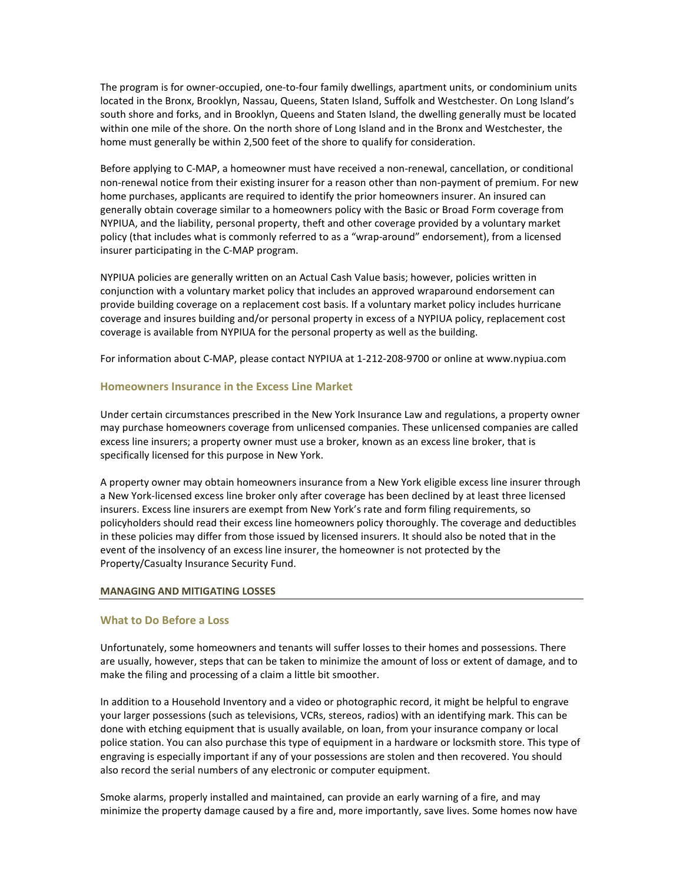The program is for owner-occupied, one-to-four family dwellings, apartment units, or condominium units located in the Bronx, Brooklyn, Nassau, Queens, Staten Island, Suffolk and Westchester. On Long Island's south shore and forks, and in Brooklyn, Queens and Staten Island, the dwelling generally must be located within one mile of the shore. On the north shore of Long Island and in the Bronx and Westchester, the home must generally be within 2,500 feet of the shore to qualify for consideration.

Before applying to C-MAP, a homeowner must have received a non-renewal, cancellation, or conditional non-renewal notice from their existing insurer for a reason other than non-payment of premium. For new home purchases, applicants are required to identify the prior homeowners insurer. An insured can generally obtain coverage similar to a homeowners policy with the Basic or Broad Form coverage from NYPIUA, and the liability, personal property, theft and other coverage provided by a voluntary market policy (that includes what is commonly referred to as a "wrap-around" endorsement), from a licensed insurer participating in the C-MAP program.

NYPIUA policies are generally written on an Actual Cash Value basis; however, policies written in conjunction with a voluntary market policy that includes an approved wraparound endorsement can provide building coverage on a replacement cost basis. If a voluntary market policy includes hurricane coverage and insures building and/or personal property in excess of a NYPIUA policy, replacement cost coverage is available from NYPIUA for the personal property as well as the building.

For information about C-MAP, please contact NYPIUA at 1-212-208-9700 or online at www.nypiua.com

### Homeowners Insurance in the Excess Line Market

Under certain circumstances prescribed in the New York Insurance Law and regulations, a property owner may purchase homeowners coverage from unlicensed companies. These unlicensed companies are called excess line insurers; a property owner must use a broker, known as an excess line broker, that is specifically licensed for this purpose in New York.

A property owner may obtain homeowners insurance from a New York eligible excess line insurer through a New York-licensed excess line broker only after coverage has been declined by at least three licensed insurers. Excess line insurers are exempt from New York's rate and form filing requirements, so policyholders should read their excess line homeowners policy thoroughly. The coverage and deductibles in these policies may differ from those issued by licensed insurers. It should also be noted that in the event of the insolvency of an excess line insurer, the homeowner is not protected by the Property/Casualty Insurance Security Fund.

## MANAGING AND MITIGATING LOSSES

### What to Do Before a Loss

Unfortunately, some homeowners and tenants will suffer losses to their homes and possessions. There are usually, however, steps that can be taken to minimize the amount of loss or extent of damage, and to make the filing and processing of a claim a little bit smoother.

In addition to a Household Inventory and a video or photographic record, it might be helpful to engrave your larger possessions (such as televisions, VCRs, stereos, radios) with an identifying mark. This can be done with etching equipment that is usually available, on loan, from your insurance company or local police station. You can also purchase this type of equipment in a hardware or locksmith store. This type of engraving is especially important if any of your possessions are stolen and then recovered. You should also record the serial numbers of any electronic or computer equipment.

Smoke alarms, properly installed and maintained, can provide an early warning of a fire, and may minimize the property damage caused by a fire and, more importantly, save lives. Some homes now have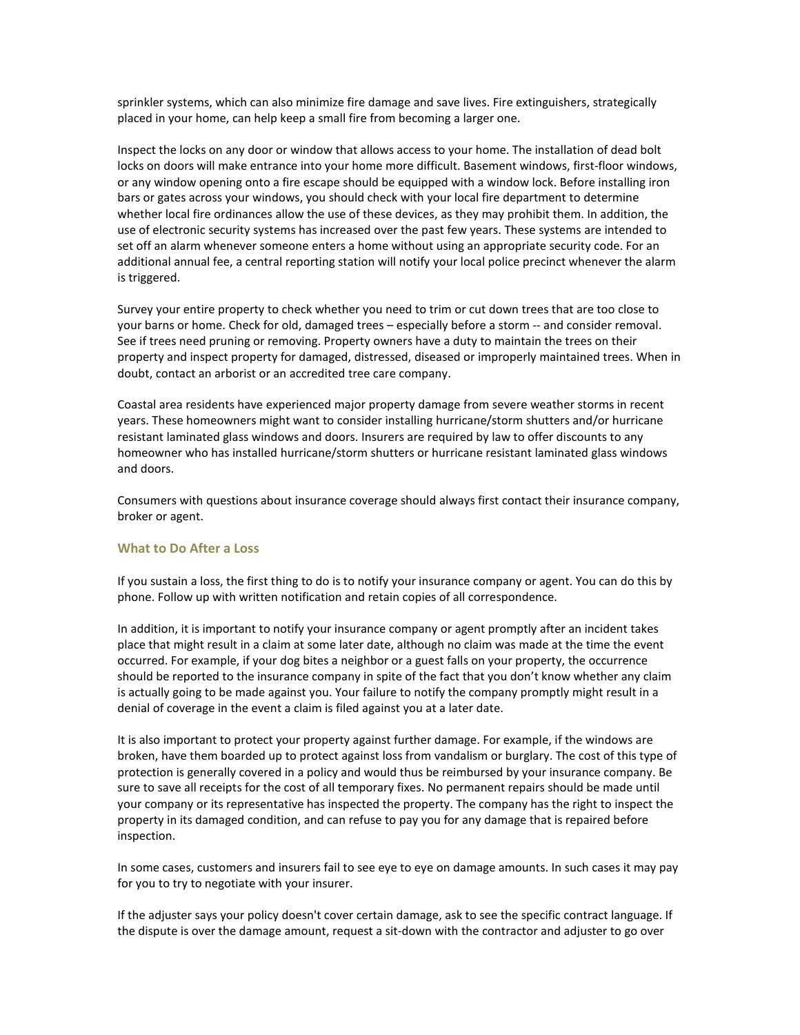sprinkler systems, which can also minimize fire damage and save lives. Fire extinguishers, strategically placed in your home, can help keep a small fire from becoming a larger one.

Inspect the locks on any door or window that allows access to your home. The installation of dead bolt locks on doors will make entrance into your home more difficult. Basement windows, first-floor windows, or any window opening onto a fire escape should be equipped with a window lock. Before installing iron bars or gates across your windows, you should check with your local fire department to determine whether local fire ordinances allow the use of these devices, as they may prohibit them. In addition, the use of electronic security systems has increased over the past few years. These systems are intended to set off an alarm whenever someone enters a home without using an appropriate security code. For an additional annual fee, a central reporting station will notify your local police precinct whenever the alarm is triggered.

Survey your entire property to check whether you need to trim or cut down trees that are too close to your barns or home. Check for old, damaged trees – especially before a storm -- and consider removal. See if trees need pruning or removing. Property owners have a duty to maintain the trees on their property and inspect property for damaged, distressed, diseased or improperly maintained trees. When in doubt, contact an arborist or an accredited tree care company.

Coastal area residents have experienced major property damage from severe weather storms in recent years. These homeowners might want to consider installing hurricane/storm shutters and/or hurricane resistant laminated glass windows and doors. Insurers are required by law to offer discounts to any homeowner who has installed hurricane/storm shutters or hurricane resistant laminated glass windows and doors.

Consumers with questions about insurance coverage should always first contact their insurance company, broker or agent.

### What to Do After a Loss

If you sustain a loss, the first thing to do is to notify your insurance company or agent. You can do this by phone. Follow up with written notification and retain copies of all correspondence.

In addition, it is important to notify your insurance company or agent promptly after an incident takes place that might result in a claim at some later date, although no claim was made at the time the event occurred. For example, if your dog bites a neighbor or a guest falls on your property, the occurrence should be reported to the insurance company in spite of the fact that you don't know whether any claim is actually going to be made against you. Your failure to notify the company promptly might result in a denial of coverage in the event a claim is filed against you at a later date.

It is also important to protect your property against further damage. For example, if the windows are broken, have them boarded up to protect against loss from vandalism or burglary. The cost of this type of protection is generally covered in a policy and would thus be reimbursed by your insurance company. Be sure to save all receipts for the cost of all temporary fixes. No permanent repairs should be made until your company or its representative has inspected the property. The company has the right to inspect the property in its damaged condition, and can refuse to pay you for any damage that is repaired before inspection.

In some cases, customers and insurers fail to see eye to eye on damage amounts. In such cases it may pay for you to try to negotiate with your insurer.

If the adjuster says your policy doesn't cover certain damage, ask to see the specific contract language. If the dispute is over the damage amount, request a sit-down with the contractor and adjuster to go over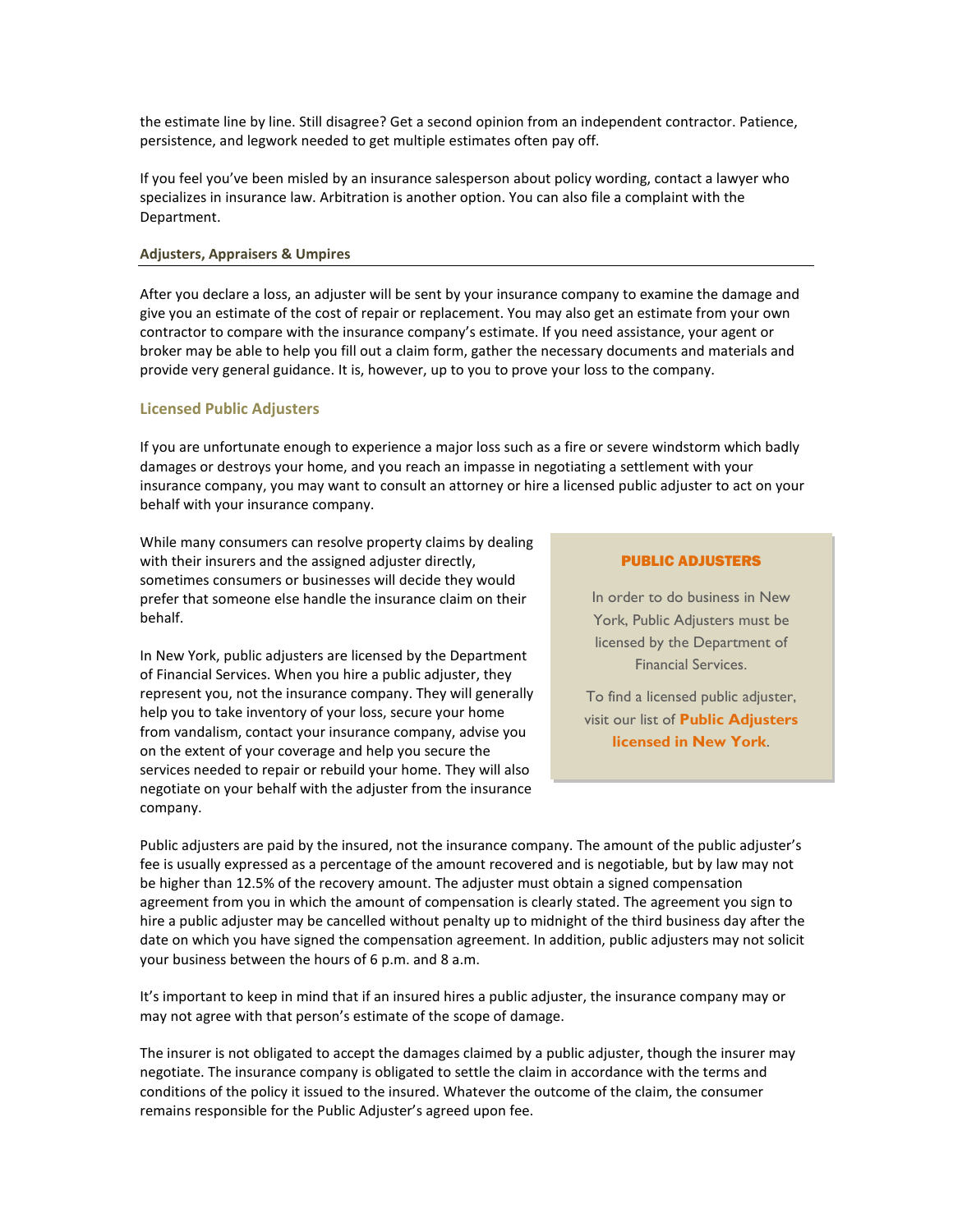the estimate line by line. Still disagree? Get a second opinion from an independent contractor. Patience, persistence, and legwork needed to get multiple estimates often pay off.

If you feel you've been misled by an insurance salesperson about policy wording, contact a lawyer who specializes in insurance law. Arbitration is another option. You can also file a complaint with the Department.

### Adjusters, Appraisers & Umpires

After you declare a loss, an adjuster will be sent by your insurance company to examine the damage and give you an estimate of the cost of repair or replacement. You may also get an estimate from your own contractor to compare with the insurance company's estimate. If you need assistance, your agent or broker may be able to help you fill out a claim form, gather the necessary documents and materials and provide very general guidance. It is, however, up to you to prove your loss to the company.

### Licensed Public Adjusters

If you are unfortunate enough to experience a major loss such as a fire or severe windstorm which badly damages or destroys your home, and you reach an impasse in negotiating a settlement with your insurance company, you may want to consult an attorney or hire a licensed public adjuster to act on your behalf with your insurance company.

While many consumers can resolve property claims by dealing with their insurers and the assigned adjuster directly, sometimes consumers or businesses will decide they would prefer that someone else handle the insurance claim on their behalf.

In New York, public adjusters are licensed by the Department of Financial Services. When you hire a public adjuster, they represent you, not the insurance company. They will generally help you to take inventory of your loss, secure your home from vandalism, contact your insurance company, advise you on the extent of your coverage and help you secure the services needed to repair or rebuild your home. They will also negotiate on your behalf with the adjuster from the insurance company.

> **PUBLIC ADJUSTERS**
>
> In order to do business in New York, Public Adjusters must be licensed by the Department of Financial Services.
>
> To find a licensed public adjuster, visit our list of **Public Adjusters licensed in New York**.

Public adjusters are paid by the insured, not the insurance company. The amount of the public adjuster's fee is usually expressed as a percentage of the amount recovered and is negotiable, but by law may not be higher than 12.5% of the recovery amount. The adjuster must obtain a signed compensation agreement from you in which the amount of compensation is clearly stated. The agreement you sign to hire a public adjuster may be cancelled without penalty up to midnight of the third business day after the date on which you have signed the compensation agreement. In addition, public adjusters may not solicit your business between the hours of 6 p.m. and 8 a.m.

It's important to keep in mind that if an insured hires a public adjuster, the insurance company may or may not agree with that person's estimate of the scope of damage.

The insurer is not obligated to accept the damages claimed by a public adjuster, though the insurer may negotiate. The insurance company is obligated to settle the claim in accordance with the terms and conditions of the policy it issued to the insured. Whatever the outcome of the claim, the consumer remains responsible for the Public Adjuster's agreed upon fee.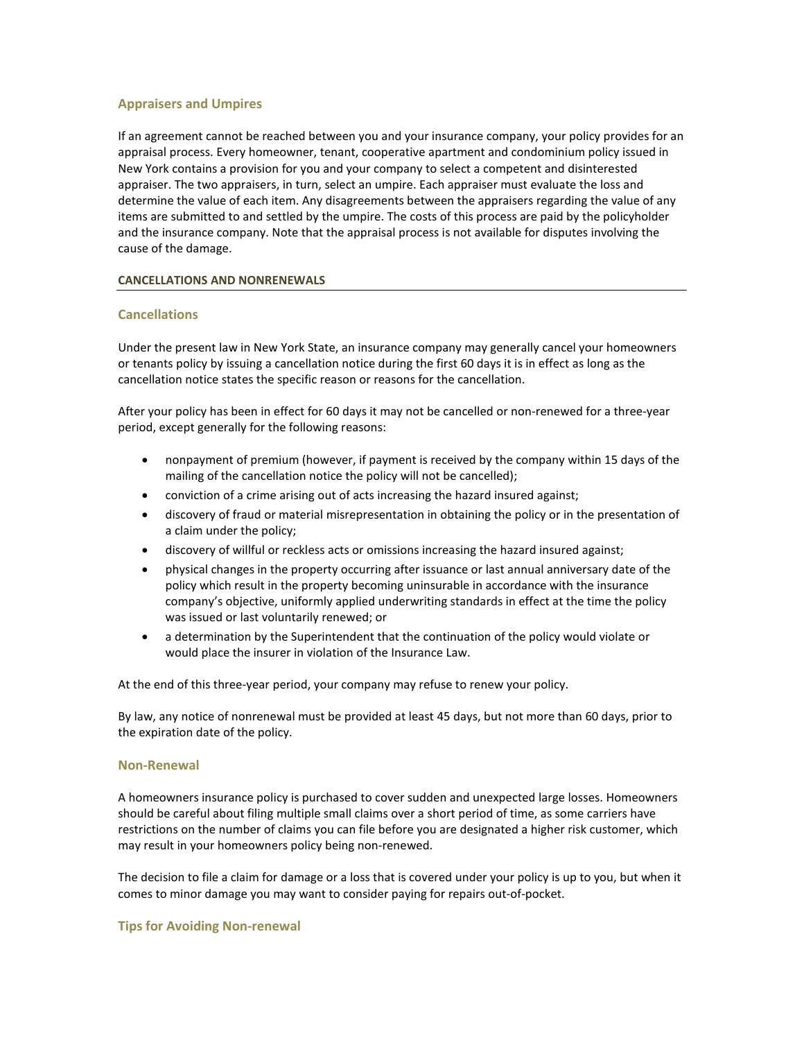### Appraisers and Umpires

If an agreement cannot be reached between you and your insurance company, your policy provides for an appraisal process. Every homeowner, tenant, cooperative apartment and condominium policy issued in New York contains a provision for you and your company to select a competent and disinterested appraiser. The two appraisers, in turn, select an umpire. Each appraiser must evaluate the loss and determine the value of each item. Any disagreements between the appraisers regarding the value of any items are submitted to and settled by the umpire. The costs of this process are paid by the policyholder and the insurance company. Note that the appraisal process is not available for disputes involving the cause of the damage.

## CANCELLATIONS AND NONRENEWALS

### Cancellations

Under the present law in New York State, an insurance company may generally cancel your homeowners or tenants policy by issuing a cancellation notice during the first 60 days it is in effect as long as the cancellation notice states the specific reason or reasons for the cancellation.

After your policy has been in effect for 60 days it may not be cancelled or non-renewed for a three-year period, except generally for the following reasons:

- nonpayment of premium (however, if payment is received by the company within 15 days of the mailing of the cancellation notice the policy will not be cancelled);
- conviction of a crime arising out of acts increasing the hazard insured against;
- discovery of fraud or material misrepresentation in obtaining the policy or in the presentation of a claim under the policy;
- discovery of willful or reckless acts or omissions increasing the hazard insured against;
- physical changes in the property occurring after issuance or last annual anniversary date of the policy which result in the property becoming uninsurable in accordance with the insurance company's objective, uniformly applied underwriting standards in effect at the time the policy was issued or last voluntarily renewed; or
- a determination by the Superintendent that the continuation of the policy would violate or would place the insurer in violation of the Insurance Law.

At the end of this three-year period, your company may refuse to renew your policy.

By law, any notice of nonrenewal must be provided at least 45 days, but not more than 60 days, prior to the expiration date of the policy.

### Non-Renewal

A homeowners insurance policy is purchased to cover sudden and unexpected large losses. Homeowners should be careful about filing multiple small claims over a short period of time, as some carriers have restrictions on the number of claims you can file before you are designated a higher risk customer, which may result in your homeowners policy being non-renewed.

The decision to file a claim for damage or a loss that is covered under your policy is up to you, but when it comes to minor damage you may want to consider paying for repairs out-of-pocket.

### Tips for Avoiding Non-renewal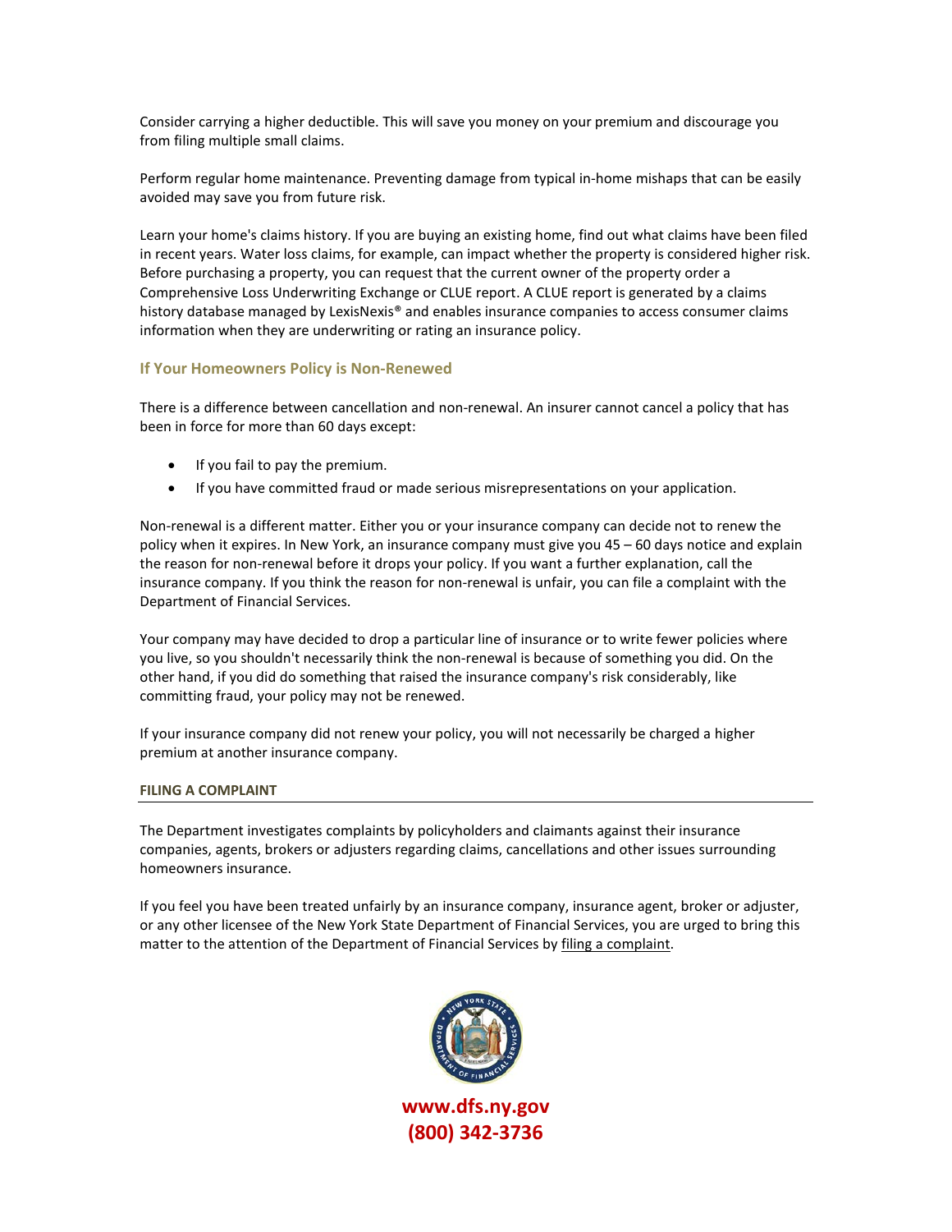Consider carrying a higher deductible. This will save you money on your premium and discourage you from filing multiple small claims.

Perform regular home maintenance. Preventing damage from typical in-home mishaps that can be easily avoided may save you from future risk.

Learn your home's claims history. If you are buying an existing home, find out what claims have been filed in recent years. Water loss claims, for example, can impact whether the property is considered higher risk. Before purchasing a property, you can request that the current owner of the property order a Comprehensive Loss Underwriting Exchange or CLUE report. A CLUE report is generated by a claims history database managed by LexisNexis® and enables insurance companies to access consumer claims information when they are underwriting or rating an insurance policy.

### If Your Homeowners Policy is Non-Renewed

There is a difference between cancellation and non-renewal. An insurer cannot cancel a policy that has been in force for more than 60 days except:

- If you fail to pay the premium.
- If you have committed fraud or made serious misrepresentations on your application.

Non-renewal is a different matter. Either you or your insurance company can decide not to renew the policy when it expires. In New York, an insurance company must give you 45 – 60 days notice and explain the reason for non-renewal before it drops your policy. If you want a further explanation, call the insurance company. If you think the reason for non-renewal is unfair, you can file a complaint with the Department of Financial Services.

Your company may have decided to drop a particular line of insurance or to write fewer policies where you live, so you shouldn't necessarily think the non-renewal is because of something you did. On the other hand, if you did do something that raised the insurance company's risk considerably, like committing fraud, your policy may not be renewed.

If your insurance company did not renew your policy, you will not necessarily be charged a higher premium at another insurance company.

## FILING A COMPLAINT

The Department investigates complaints by policyholders and claimants against their insurance companies, agents, brokers or adjusters regarding claims, cancellations and other issues surrounding homeowners insurance.

If you feel you have been treated unfairly by an insurance company, insurance agent, broker or adjuster, or any other licensee of the New York State Department of Financial Services, you are urged to bring this matter to the attention of the Department of Financial Services by filing a complaint.

**www.dfs.ny.gov**
**(800) 342-3736**